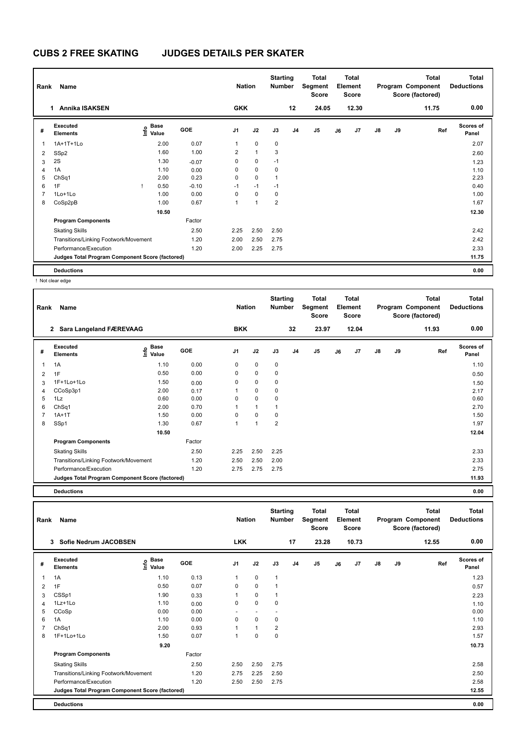# CUBS 2 FREE SKATING JUDGES DETAILS PER SKATER

| Rank | Name | Nation | Starting Number | Total Segment Score | Total Element Score | Total Program Component Score (factored) | Total Deductions |
|---|---|---|---|---|---|---|---|
| 1 | Annika ISAKSEN | GKK | 12 | 24.05 | 12.30 | 11.75 | 0.00 |

| # | Executed Elements | Info | Base Value | GOE | J1 | J2 | J3 | J4 | J5 | J6 | J7 | J8 | J9 | Ref | Scores of Panel |
|---|---|---|---|---|---|---|---|---|---|---|---|---|---|---|---|
| 1 | 1A+1T+1Lo | | 2.00 | 0.07 | 1 | 0 | 0 | | | | | | | | 2.07 |
| 2 | SSp2 | | 1.60 | 1.00 | 2 | 1 | 3 | | | | | | | | 2.60 |
| 3 | 2S | | 1.30 | -0.07 | 0 | 0 | -1 | | | | | | | | 1.23 |
| 4 | 1A | | 1.10 | 0.00 | 0 | 0 | 0 | | | | | | | | 1.10 |
| 5 | ChSq1 | | 2.00 | 0.23 | 0 | 0 | 1 | | | | | | | | 2.23 |
| 6 | 1F | ! | 0.50 | -0.10 | -1 | -1 | -1 | | | | | | | | 0.40 |
| 7 | 1Lo+1Lo | | 1.00 | 0.00 | 0 | 0 | 0 | | | | | | | | 1.00 |
| 8 | CoSp2pB | | 1.00 | 0.67 | 1 | 1 | 2 | | | | | | | | 1.67 |
| | | | 10.50 | | | | | | | | | | | | 12.30 |
| | **Program Components** | | | Factor | | | | | | | | | | | |
| | Skating Skills | | | 2.50 | 2.25 | 2.50 | 2.50 | | | | | | | | 2.42 |
| | Transitions/Linking Footwork/Movement | | | 1.20 | 2.00 | 2.50 | 2.75 | | | | | | | | 2.42 |
| | Performance/Execution | | | 1.20 | 2.00 | 2.25 | 2.75 | | | | | | | | 2.33 |
| | **Judges Total Program Component Score (factored)** | | | | | | | | | | | | | | 11.75 |
| | **Deductions** | | | | | | | | | | | | | | 0.00 |

! Not clear edge

| Rank | Name | Nation | Starting Number | Total Segment Score | Total Element Score | Total Program Component Score (factored) | Total Deductions |
|---|---|---|---|---|---|---|---|
| 2 | Sara Langeland FÆREVAAG | BKK | 32 | 23.97 | 12.04 | 11.93 | 0.00 |

| # | Executed Elements | Info | Base Value | GOE | J1 | J2 | J3 | J4 | J5 | J6 | J7 | J8 | J9 | Ref | Scores of Panel |
|---|---|---|---|---|---|---|---|---|---|---|---|---|---|---|---|
| 1 | 1A | | 1.10 | 0.00 | 0 | 0 | 0 | | | | | | | | 1.10 |
| 2 | 1F | | 0.50 | 0.00 | 0 | 0 | 0 | | | | | | | | 0.50 |
| 3 | 1F+1Lo+1Lo | | 1.50 | 0.00 | 0 | 0 | 0 | | | | | | | | 1.50 |
| 4 | CCoSp3p1 | | 2.00 | 0.17 | 1 | 0 | 0 | | | | | | | | 2.17 |
| 5 | 1Lz | | 0.60 | 0.00 | 0 | 0 | 0 | | | | | | | | 0.60 |
| 6 | ChSq1 | | 2.00 | 0.70 | 1 | 1 | 1 | | | | | | | | 2.70 |
| 7 | 1A+1T | | 1.50 | 0.00 | 0 | 0 | 0 | | | | | | | | 1.50 |
| 8 | SSp1 | | 1.30 | 0.67 | 1 | 1 | 2 | | | | | | | | 1.97 |
| | | | 10.50 | | | | | | | | | | | | 12.04 |
| | **Program Components** | | | Factor | | | | | | | | | | | |
| | Skating Skills | | | 2.50 | 2.25 | 2.50 | 2.25 | | | | | | | | 2.33 |
| | Transitions/Linking Footwork/Movement | | | 1.20 | 2.50 | 2.50 | 2.00 | | | | | | | | 2.33 |
| | Performance/Execution | | | 1.20 | 2.75 | 2.75 | 2.75 | | | | | | | | 2.75 |
| | **Judges Total Program Component Score (factored)** | | | | | | | | | | | | | | 11.93 |
| | **Deductions** | | | | | | | | | | | | | | 0.00 |

| Rank | Name | Nation | Starting Number | Total Segment Score | Total Element Score | Total Program Component Score (factored) | Total Deductions |
|---|---|---|---|---|---|---|---|
| 3 | Sofie Nedrum JACOBSEN | LKK | 17 | 23.28 | 10.73 | 12.55 | 0.00 |

| # | Executed Elements | Info | Base Value | GOE | J1 | J2 | J3 | J4 | J5 | J6 | J7 | J8 | J9 | Ref | Scores of Panel |
|---|---|---|---|---|---|---|---|---|---|---|---|---|---|---|---|
| 1 | 1A | | 1.10 | 0.13 | 1 | 0 | 1 | | | | | | | | 1.23 |
| 2 | 1F | | 0.50 | 0.07 | 0 | 0 | 1 | | | | | | | | 0.57 |
| 3 | CSSp1 | | 1.90 | 0.33 | 1 | 0 | 1 | | | | | | | | 2.23 |
| 4 | 1Lz+1Lo | | 1.10 | 0.00 | 0 | 0 | 0 | | | | | | | | 1.10 |
| 5 | CCoSp | | 0.00 | 0.00 | - | - | - | | | | | | | | 0.00 |
| 6 | 1A | | 1.10 | 0.00 | 0 | 0 | 0 | | | | | | | | 1.10 |
| 7 | ChSq1 | | 2.00 | 0.93 | 1 | 1 | 2 | | | | | | | | 2.93 |
| 8 | 1F+1Lo+1Lo | | 1.50 | 0.07 | 1 | 0 | 0 | | | | | | | | 1.57 |
| | | | 9.20 | | | | | | | | | | | | 10.73 |
| | **Program Components** | | | Factor | | | | | | | | | | | |
| | Skating Skills | | | 2.50 | 2.50 | 2.50 | 2.75 | | | | | | | | 2.58 |
| | Transitions/Linking Footwork/Movement | | | 1.20 | 2.75 | 2.25 | 2.50 | | | | | | | | 2.50 |
| | Performance/Execution | | | 1.20 | 2.50 | 2.50 | 2.75 | | | | | | | | 2.58 |
| | **Judges Total Program Component Score (factored)** | | | | | | | | | | | | | | 12.55 |
| | **Deductions** | | | | | | | | | | | | | | 0.00 |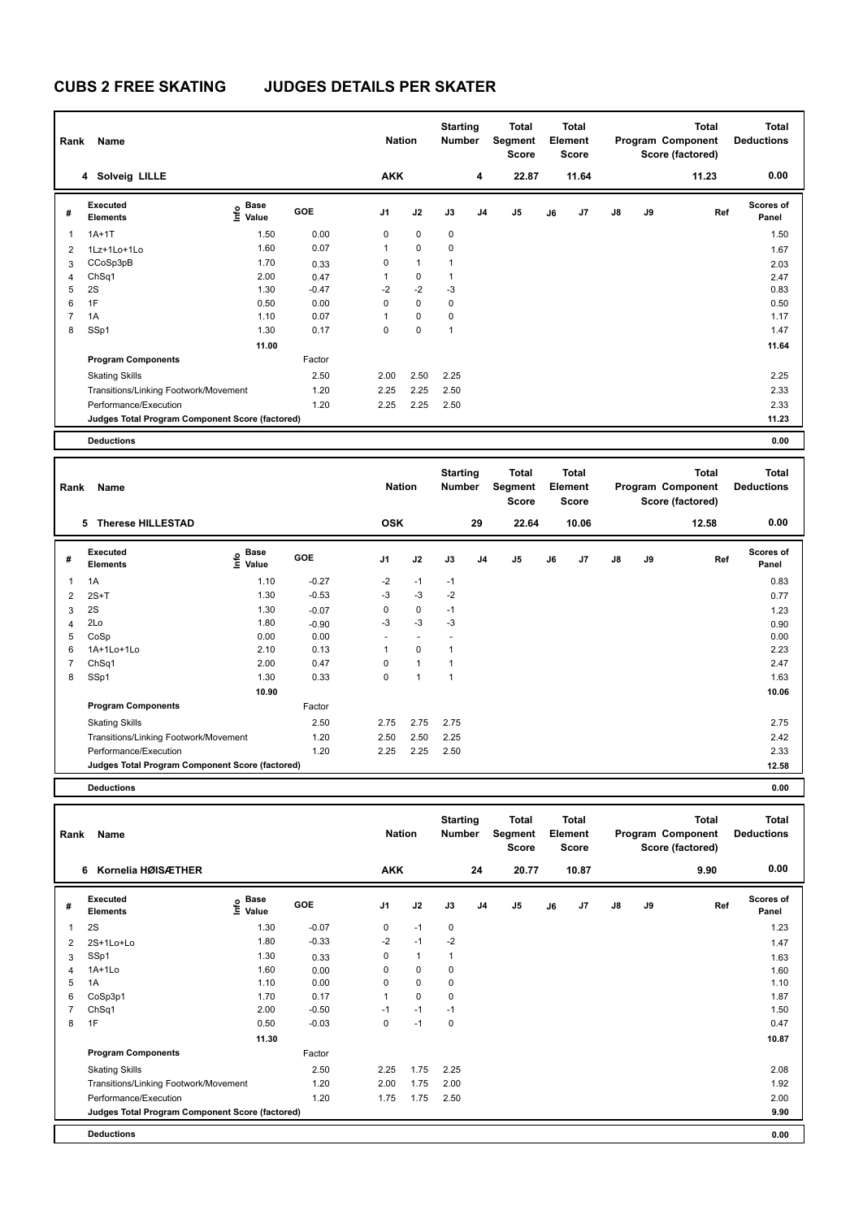# CUBS 2 FREE SKATING JUDGES DETAILS PER SKATER

| Rank | Name | Nation | Starting Number | Total Segment Score | Total Element Score | Total Program Component Score (factored) | Total Deductions |
|---|---|---|---|---|---|---|---|
| 4 | Solveig LILLE | AKK | 4 | 22.87 | 11.64 | 11.23 | 0.00 |

| # | Executed Elements | Info | Base Value | GOE | J1 | J2 | J3 | J4 | J5 | J6 | J7 | J8 | J9 | Ref | Scores of Panel |
|---|---|---|---|---|---|---|---|---|---|---|---|---|---|---|---|
| 1 | 1A+1T | | 1.50 | 0.00 | 0 | 0 | 0 | | | | | | | | 1.50 |
| 2 | 1Lz+1Lo+1Lo | | 1.60 | 0.07 | 1 | 0 | 0 | | | | | | | | 1.67 |
| 3 | CCoSp3pB | | 1.70 | 0.33 | 0 | 1 | 1 | | | | | | | | 2.03 |
| 4 | ChSq1 | | 2.00 | 0.47 | 1 | 0 | 1 | | | | | | | | 2.47 |
| 5 | 2S | | 1.30 | -0.47 | -2 | -2 | -3 | | | | | | | | 0.83 |
| 6 | 1F | | 0.50 | 0.00 | 0 | 0 | 0 | | | | | | | | 0.50 |
| 7 | 1A | | 1.10 | 0.07 | 1 | 0 | 0 | | | | | | | | 1.17 |
| 8 | SSp1 | | 1.30 | 0.17 | 0 | 0 | 1 | | | | | | | | 1.47 |
| | | | 11.00 | | | | | | | | | | | | 11.64 |
| | **Program Components** | | | Factor | | | | | | | | | | | |
| | Skating Skills | | | 2.50 | 2.00 | 2.50 | 2.25 | | | | | | | | 2.25 |
| | Transitions/Linking Footwork/Movement | | | 1.20 | 2.25 | 2.25 | 2.50 | | | | | | | | 2.33 |
| | Performance/Execution | | | 1.20 | 2.25 | 2.25 | 2.50 | | | | | | | | 2.33 |
| | **Judges Total Program Component Score (factored)** | | | | | | | | | | | | | | 11.23 |
| | **Deductions** | | | | | | | | | | | | | | 0.00 |

| Rank | Name | Nation | Starting Number | Total Segment Score | Total Element Score | Total Program Component Score (factored) | Total Deductions |
|---|---|---|---|---|---|---|---|
| 5 | Therese HILLESTAD | OSK | 29 | 22.64 | 10.06 | 12.58 | 0.00 |

| # | Executed Elements | Info | Base Value | GOE | J1 | J2 | J3 | J4 | J5 | J6 | J7 | J8 | J9 | Ref | Scores of Panel |
|---|---|---|---|---|---|---|---|---|---|---|---|---|---|---|---|
| 1 | 1A | | 1.10 | -0.27 | -2 | -1 | -1 | | | | | | | | 0.83 |
| 2 | 2S+T | | 1.30 | -0.53 | -3 | -3 | -2 | | | | | | | | 0.77 |
| 3 | 2S | | 1.30 | -0.07 | 0 | 0 | -1 | | | | | | | | 1.23 |
| 4 | 2Lo | | 1.80 | -0.90 | -3 | -3 | -3 | | | | | | | | 0.90 |
| 5 | CoSp | | 0.00 | 0.00 | - | - | - | | | | | | | | 0.00 |
| 6 | 1A+1Lo+1Lo | | 2.10 | 0.13 | 1 | 0 | 1 | | | | | | | | 2.23 |
| 7 | ChSq1 | | 2.00 | 0.47 | 0 | 1 | 1 | | | | | | | | 2.47 |
| 8 | SSp1 | | 1.30 | 0.33 | 0 | 1 | 1 | | | | | | | | 1.63 |
| | | | 10.90 | | | | | | | | | | | | 10.06 |
| | **Program Components** | | | Factor | | | | | | | | | | | |
| | Skating Skills | | | 2.50 | 2.75 | 2.75 | 2.75 | | | | | | | | 2.75 |
| | Transitions/Linking Footwork/Movement | | | 1.20 | 2.50 | 2.50 | 2.25 | | | | | | | | 2.42 |
| | Performance/Execution | | | 1.20 | 2.25 | 2.25 | 2.50 | | | | | | | | 2.33 |
| | **Judges Total Program Component Score (factored)** | | | | | | | | | | | | | | 12.58 |
| | **Deductions** | | | | | | | | | | | | | | 0.00 |

| Rank | Name | Nation | Starting Number | Total Segment Score | Total Element Score | Total Program Component Score (factored) | Total Deductions |
|---|---|---|---|---|---|---|---|
| 6 | Kornelia HØISÆTHER | AKK | 24 | 20.77 | 10.87 | 9.90 | 0.00 |

| # | Executed Elements | Info | Base Value | GOE | J1 | J2 | J3 | J4 | J5 | J6 | J7 | J8 | J9 | Ref | Scores of Panel |
|---|---|---|---|---|---|---|---|---|---|---|---|---|---|---|---|
| 1 | 2S | | 1.30 | -0.07 | 0 | -1 | 0 | | | | | | | | 1.23 |
| 2 | 2S+1Lo+Lo | | 1.80 | -0.33 | -2 | -1 | -2 | | | | | | | | 1.47 |
| 3 | SSp1 | | 1.30 | 0.33 | 0 | 1 | 1 | | | | | | | | 1.63 |
| 4 | 1A+1Lo | | 1.60 | 0.00 | 0 | 0 | 0 | | | | | | | | 1.60 |
| 5 | 1A | | 1.10 | 0.00 | 0 | 0 | 0 | | | | | | | | 1.10 |
| 6 | CoSp3p1 | | 1.70 | 0.17 | 1 | 0 | 0 | | | | | | | | 1.87 |
| 7 | ChSq1 | | 2.00 | -0.50 | -1 | -1 | -1 | | | | | | | | 1.50 |
| 8 | 1F | | 0.50 | -0.03 | 0 | -1 | 0 | | | | | | | | 0.47 |
| | | | 11.30 | | | | | | | | | | | | 10.87 |
| | **Program Components** | | | Factor | | | | | | | | | | | |
| | Skating Skills | | | 2.50 | 2.25 | 1.75 | 2.25 | | | | | | | | 2.08 |
| | Transitions/Linking Footwork/Movement | | | 1.20 | 2.00 | 1.75 | 2.00 | | | | | | | | 1.92 |
| | Performance/Execution | | | 1.20 | 1.75 | 1.75 | 2.50 | | | | | | | | 2.00 |
| | **Judges Total Program Component Score (factored)** | | | | | | | | | | | | | | 9.90 |
| | **Deductions** | | | | | | | | | | | | | | 0.00 |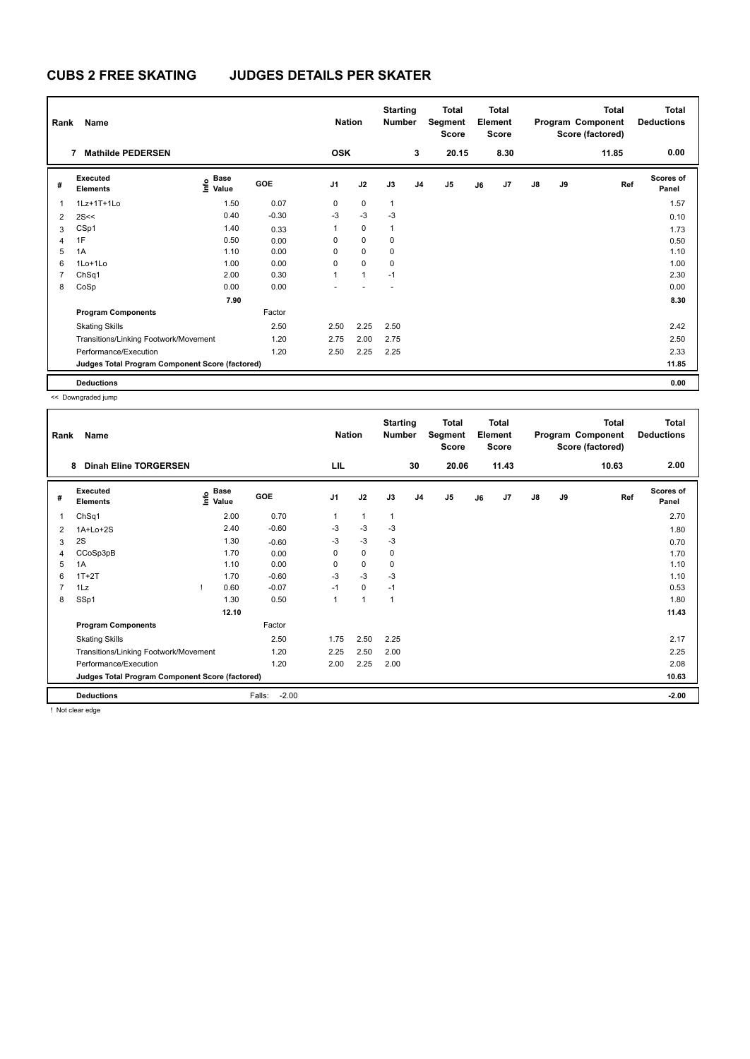# CUBS 2 FREE SKATING JUDGES DETAILS PER SKATER

| Rank | Name | Nation | Starting Number | Total Segment Score | Total Element Score | Total Program Component Score (factored) | Total Deductions |
|---|---|---|---|---|---|---|---|
| 7 | Mathilde PEDERSEN | OSK | 3 | 20.15 | 8.30 | 11.85 | 0.00 |

| # | Executed Elements | Info | Base Value | GOE | J1 | J2 | J3 | J4 | J5 | J6 | J7 | J8 | J9 | Ref | Scores of Panel |
|---|---|---|---|---|---|---|---|---|---|---|---|---|---|---|---|
| 1 | 1Lz+1T+1Lo | | 1.50 | 0.07 | 0 | 0 | 1 | | | | | | | | 1.57 |
| 2 | 2S<< | | 0.40 | -0.30 | -3 | -3 | -3 | | | | | | | | 0.10 |
| 3 | CSp1 | | 1.40 | 0.33 | 1 | 0 | 1 | | | | | | | | 1.73 |
| 4 | 1F | | 0.50 | 0.00 | 0 | 0 | 0 | | | | | | | | 0.50 |
| 5 | 1A | | 1.10 | 0.00 | 0 | 0 | 0 | | | | | | | | 1.10 |
| 6 | 1Lo+1Lo | | 1.00 | 0.00 | 0 | 0 | 0 | | | | | | | | 1.00 |
| 7 | ChSq1 | | 2.00 | 0.30 | 1 | 1 | -1 | | | | | | | | 2.30 |
| 8 | CoSp | | 0.00 | 0.00 | - | - | - | | | | | | | | 0.00 |
| | | | 7.90 | | | | | | | | | | | | 8.30 |
| | **Program Components** | | | Factor | | | | | | | | | | | |
| | Skating Skills | | | 2.50 | 2.50 | 2.25 | 2.50 | | | | | | | | 2.42 |
| | Transitions/Linking Footwork/Movement | | | 1.20 | 2.75 | 2.00 | 2.75 | | | | | | | | 2.50 |
| | Performance/Execution | | | 1.20 | 2.50 | 2.25 | 2.25 | | | | | | | | 2.33 |
| | **Judges Total Program Component Score (factored)** | | | | | | | | | | | | | | 11.85 |
| | **Deductions** | | | | | | | | | | | | | | 0.00 |

<< Downgraded jump

| Rank | Name | Nation | Starting Number | Total Segment Score | Total Element Score | Total Program Component Score (factored) | Total Deductions |
|---|---|---|---|---|---|---|---|
| 8 | Dinah Eline TORGERSEN | LIL | 30 | 20.06 | 11.43 | 10.63 | 2.00 |

| # | Executed Elements | Info | Base Value | GOE | J1 | J2 | J3 | J4 | J5 | J6 | J7 | J8 | J9 | Ref | Scores of Panel |
|---|---|---|---|---|---|---|---|---|---|---|---|---|---|---|---|
| 1 | ChSq1 | | 2.00 | 0.70 | 1 | 1 | 1 | | | | | | | | 2.70 |
| 2 | 1A+Lo+2S | | 2.40 | -0.60 | -3 | -3 | -3 | | | | | | | | 1.80 |
| 3 | 2S | | 1.30 | -0.60 | -3 | -3 | -3 | | | | | | | | 0.70 |
| 4 | CCoSp3pB | | 1.70 | 0.00 | 0 | 0 | 0 | | | | | | | | 1.70 |
| 5 | 1A | | 1.10 | 0.00 | 0 | 0 | 0 | | | | | | | | 1.10 |
| 6 | 1T+2T | | 1.70 | -0.60 | -3 | -3 | -3 | | | | | | | | 1.10 |
| 7 | 1Lz | ! | 0.60 | -0.07 | -1 | 0 | -1 | | | | | | | | 0.53 |
| 8 | SSp1 | | 1.30 | 0.50 | 1 | 1 | 1 | | | | | | | | 1.80 |
| | | | 12.10 | | | | | | | | | | | | 11.43 |
| | **Program Components** | | | Factor | | | | | | | | | | | |
| | Skating Skills | | | 2.50 | 1.75 | 2.50 | 2.25 | | | | | | | | 2.17 |
| | Transitions/Linking Footwork/Movement | | | 1.20 | 2.25 | 2.50 | 2.00 | | | | | | | | 2.25 |
| | Performance/Execution | | | 1.20 | 2.00 | 2.25 | 2.00 | | | | | | | | 2.08 |
| | **Judges Total Program Component Score (factored)** | | | | | | | | | | | | | | 10.63 |
| | **Deductions** | | | Falls: -2.00 | | | | | | | | | | | -2.00 |

! Not clear edge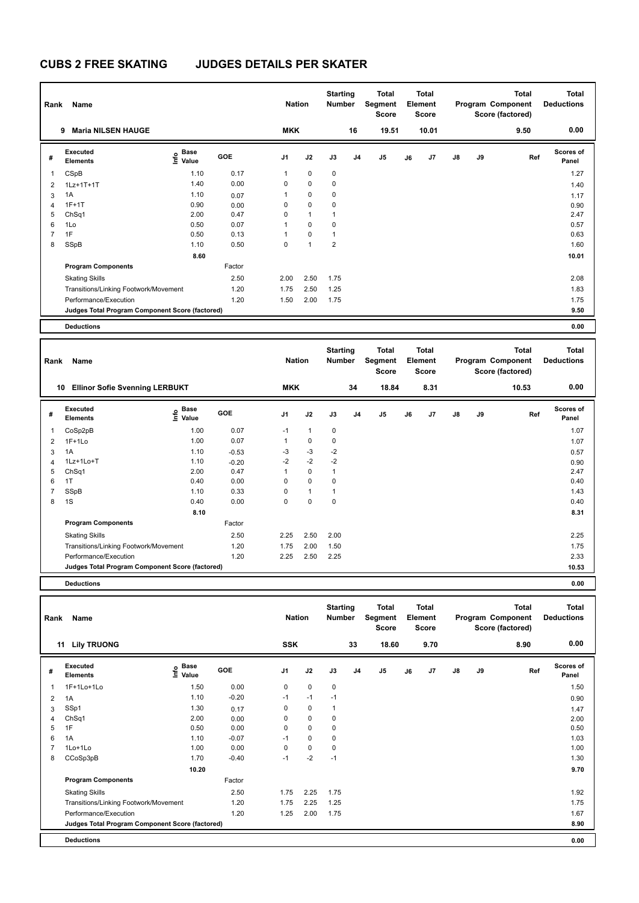# CUBS 2 FREE SKATING JUDGES DETAILS PER SKATER

| Rank | Name | Nation | Starting Number | Total Segment Score | Total Element Score | Total Program Component Score (factored) | Total Deductions |
|---|---|---|---|---|---|---|---|
| 9 | Maria NILSEN HAUGE | MKK | 16 | 19.51 | 10.01 | 9.50 | 0.00 |

| # | Executed Elements | Info | Base Value | GOE | J1 | J2 | J3 | J4 | J5 | J6 | J7 | J8 | J9 | Ref | Scores of Panel |
|---|---|---|---|---|---|---|---|---|---|---|---|---|---|---|---|
| 1 | CSpB | | 1.10 | 0.17 | 1 | 0 | 0 | | | | | | | | 1.27 |
| 2 | 1Lz+1T+1T | | 1.40 | 0.00 | 0 | 0 | 0 | | | | | | | | 1.40 |
| 3 | 1A | | 1.10 | 0.07 | 1 | 0 | 0 | | | | | | | | 1.17 |
| 4 | 1F+1T | | 0.90 | 0.00 | 0 | 0 | 0 | | | | | | | | 0.90 |
| 5 | ChSq1 | | 2.00 | 0.47 | 0 | 1 | 1 | | | | | | | | 2.47 |
| 6 | 1Lo | | 0.50 | 0.07 | 1 | 0 | 0 | | | | | | | | 0.57 |
| 7 | 1F | | 0.50 | 0.13 | 1 | 0 | 1 | | | | | | | | 0.63 |
| 8 | SSpB | | 1.10 | 0.50 | 0 | 1 | 2 | | | | | | | | 1.60 |
| | | | 8.60 | | | | | | | | | | | | 10.01 |
| | **Program Components** | | | Factor | | | | | | | | | | | |
| | Skating Skills | | | 2.50 | 2.00 | 2.50 | 1.75 | | | | | | | | 2.08 |
| | Transitions/Linking Footwork/Movement | | | 1.20 | 1.75 | 2.50 | 1.25 | | | | | | | | 1.83 |
| | Performance/Execution | | | 1.20 | 1.50 | 2.00 | 1.75 | | | | | | | | 1.75 |
| | **Judges Total Program Component Score (factored)** | | | | | | | | | | | | | | 9.50 |
| | **Deductions** | | | | | | | | | | | | | | 0.00 |

| Rank | Name | Nation | Starting Number | Total Segment Score | Total Element Score | Total Program Component Score (factored) | Total Deductions |
|---|---|---|---|---|---|---|---|
| 10 | Ellinor Sofie Svenning LERBUKT | MKK | 34 | 18.84 | 8.31 | 10.53 | 0.00 |

| # | Executed Elements | Info | Base Value | GOE | J1 | J2 | J3 | J4 | J5 | J6 | J7 | J8 | J9 | Ref | Scores of Panel |
|---|---|---|---|---|---|---|---|---|---|---|---|---|---|---|---|
| 1 | CoSp2pB | | 1.00 | 0.07 | -1 | 1 | 0 | | | | | | | | 1.07 |
| 2 | 1F+1Lo | | 1.00 | 0.07 | 1 | 0 | 0 | | | | | | | | 1.07 |
| 3 | 1A | | 1.10 | -0.53 | -3 | -3 | -2 | | | | | | | | 0.57 |
| 4 | 1Lz+1Lo+T | | 1.10 | -0.20 | -2 | -2 | -2 | | | | | | | | 0.90 |
| 5 | ChSq1 | | 2.00 | 0.47 | 1 | 0 | 1 | | | | | | | | 2.47 |
| 6 | 1T | | 0.40 | 0.00 | 0 | 0 | 0 | | | | | | | | 0.40 |
| 7 | SSpB | | 1.10 | 0.33 | 0 | 1 | 1 | | | | | | | | 1.43 |
| 8 | 1S | | 0.40 | 0.00 | 0 | 0 | 0 | | | | | | | | 0.40 |
| | | | 8.10 | | | | | | | | | | | | 8.31 |
| | **Program Components** | | | Factor | | | | | | | | | | | |
| | Skating Skills | | | 2.50 | 2.25 | 2.50 | 2.00 | | | | | | | | 2.25 |
| | Transitions/Linking Footwork/Movement | | | 1.20 | 1.75 | 2.00 | 1.50 | | | | | | | | 1.75 |
| | Performance/Execution | | | 1.20 | 2.25 | 2.50 | 2.25 | | | | | | | | 2.33 |
| | **Judges Total Program Component Score (factored)** | | | | | | | | | | | | | | 10.53 |
| | **Deductions** | | | | | | | | | | | | | | 0.00 |

| Rank | Name | Nation | Starting Number | Total Segment Score | Total Element Score | Total Program Component Score (factored) | Total Deductions |
|---|---|---|---|---|---|---|---|
| 11 | Lily TRUONG | SSK | 33 | 18.60 | 9.70 | 8.90 | 0.00 |

| # | Executed Elements | Info | Base Value | GOE | J1 | J2 | J3 | J4 | J5 | J6 | J7 | J8 | J9 | Ref | Scores of Panel |
|---|---|---|---|---|---|---|---|---|---|---|---|---|---|---|---|
| 1 | 1F+1Lo+1Lo | | 1.50 | 0.00 | 0 | 0 | 0 | | | | | | | | 1.50 |
| 2 | 1A | | 1.10 | -0.20 | -1 | -1 | -1 | | | | | | | | 0.90 |
| 3 | SSp1 | | 1.30 | 0.17 | 0 | 0 | 1 | | | | | | | | 1.47 |
| 4 | ChSq1 | | 2.00 | 0.00 | 0 | 0 | 0 | | | | | | | | 2.00 |
| 5 | 1F | | 0.50 | 0.00 | 0 | 0 | 0 | | | | | | | | 0.50 |
| 6 | 1A | | 1.10 | -0.07 | -1 | 0 | 0 | | | | | | | | 1.03 |
| 7 | 1Lo+1Lo | | 1.00 | 0.00 | 0 | 0 | 0 | | | | | | | | 1.00 |
| 8 | CCoSp3pB | | 1.70 | -0.40 | -1 | -2 | -1 | | | | | | | | 1.30 |
| | | | 10.20 | | | | | | | | | | | | 9.70 |
| | **Program Components** | | | Factor | | | | | | | | | | | |
| | Skating Skills | | | 2.50 | 1.75 | 2.25 | 1.75 | | | | | | | | 1.92 |
| | Transitions/Linking Footwork/Movement | | | 1.20 | 1.75 | 2.25 | 1.25 | | | | | | | | 1.75 |
| | Performance/Execution | | | 1.20 | 1.25 | 2.00 | 1.75 | | | | | | | | 1.67 |
| | **Judges Total Program Component Score (factored)** | | | | | | | | | | | | | | 8.90 |
| | **Deductions** | | | | | | | | | | | | | | 0.00 |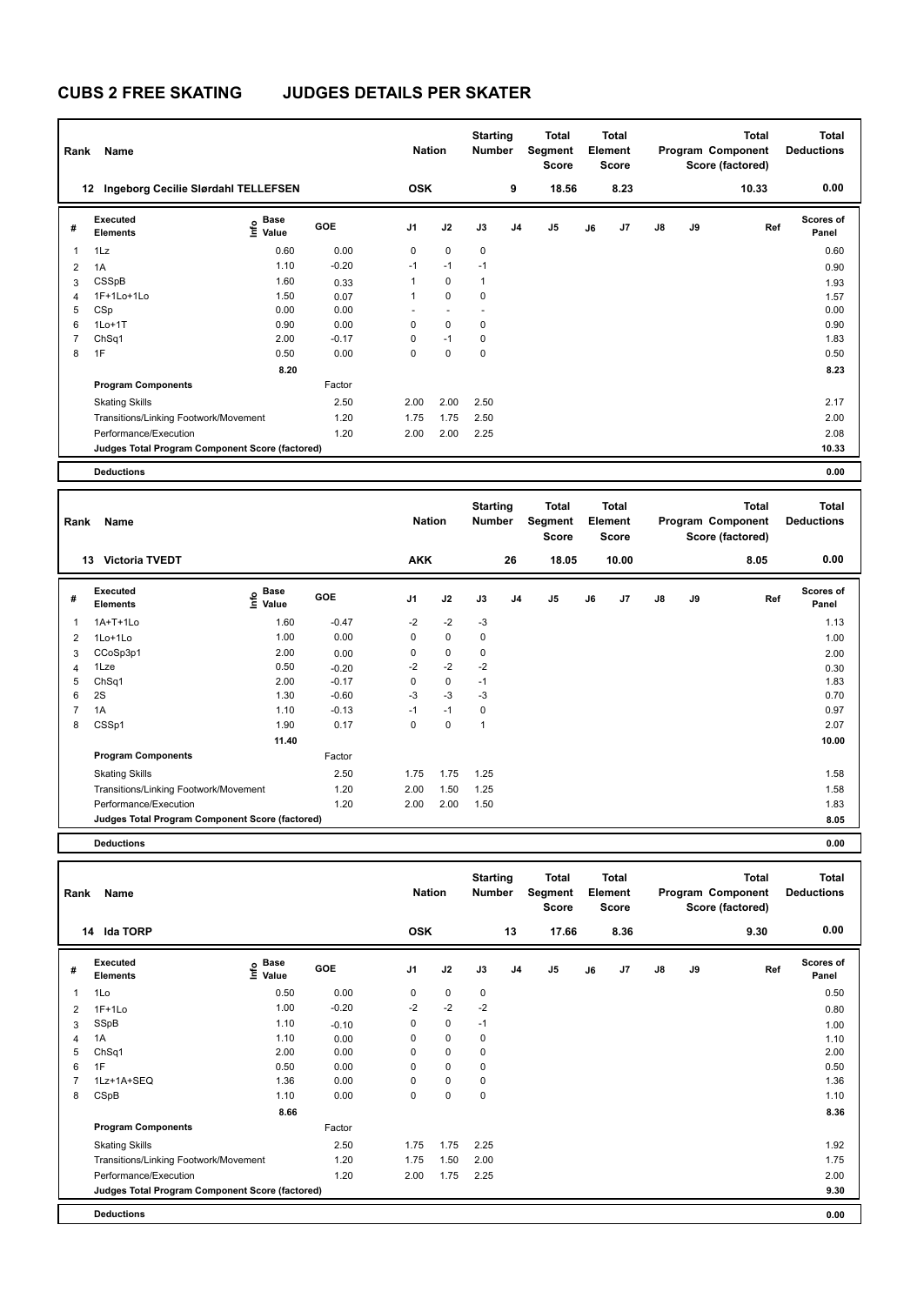# CUBS 2 FREE SKATING JUDGES DETAILS PER SKATER

| Rank | Name | Nation | Starting Number | Total Segment Score | Total Element Score | Total Program Component Score (factored) | Total Deductions |
|---|---|---|---|---|---|---|---|
| 12 | Ingeborg Cecilie Slørdahl TELLEFSEN | OSK | 9 | 18.56 | 8.23 | 10.33 | 0.00 |

| # | Executed Elements | Info | Base Value | GOE | J1 | J2 | J3 | J4 | J5 | J6 | J7 | J8 | J9 | Ref | Scores of Panel |
|---|---|---|---|---|---|---|---|---|---|---|---|---|---|---|---|
| 1 | 1Lz | | 0.60 | 0.00 | 0 | 0 | 0 | | | | | | | | 0.60 |
| 2 | 1A | | 1.10 | -0.20 | -1 | -1 | -1 | | | | | | | | 0.90 |
| 3 | CSSpB | | 1.60 | 0.33 | 1 | 0 | 1 | | | | | | | | 1.93 |
| 4 | 1F+1Lo+1Lo | | 1.50 | 0.07 | 1 | 0 | 0 | | | | | | | | 1.57 |
| 5 | CSp | | 0.00 | 0.00 | - | - | - | | | | | | | | 0.00 |
| 6 | 1Lo+1T | | 0.90 | 0.00 | 0 | 0 | 0 | | | | | | | | 0.90 |
| 7 | ChSq1 | | 2.00 | -0.17 | 0 | -1 | 0 | | | | | | | | 1.83 |
| 8 | 1F | | 0.50 | 0.00 | 0 | 0 | 0 | | | | | | | | 0.50 |
| | | | 8.20 | | | | | | | | | | | | 8.23 |
| | **Program Components** | | | Factor | | | | | | | | | | | |
| | Skating Skills | | | 2.50 | 2.00 | 2.00 | 2.50 | | | | | | | | 2.17 |
| | Transitions/Linking Footwork/Movement | | | 1.20 | 1.75 | 1.75 | 2.50 | | | | | | | | 2.00 |
| | Performance/Execution | | | 1.20 | 2.00 | 2.00 | 2.25 | | | | | | | | 2.08 |
| | **Judges Total Program Component Score (factored)** | | | | | | | | | | | | | | 10.33 |
| | **Deductions** | | | | | | | | | | | | | | 0.00 |

| Rank | Name | Nation | Starting Number | Total Segment Score | Total Element Score | Total Program Component Score (factored) | Total Deductions |
|---|---|---|---|---|---|---|---|
| 13 | Victoria TVEDT | AKK | 26 | 18.05 | 10.00 | 8.05 | 0.00 |

| # | Executed Elements | Info | Base Value | GOE | J1 | J2 | J3 | J4 | J5 | J6 | J7 | J8 | J9 | Ref | Scores of Panel |
|---|---|---|---|---|---|---|---|---|---|---|---|---|---|---|---|
| 1 | 1A+T+1Lo | | 1.60 | -0.47 | -2 | -2 | -3 | | | | | | | | 1.13 |
| 2 | 1Lo+1Lo | | 1.00 | 0.00 | 0 | 0 | 0 | | | | | | | | 1.00 |
| 3 | CCoSp3p1 | | 2.00 | 0.00 | 0 | 0 | 0 | | | | | | | | 2.00 |
| 4 | 1Lze | | 0.50 | -0.20 | -2 | -2 | -2 | | | | | | | | 0.30 |
| 5 | ChSq1 | | 2.00 | -0.17 | 0 | 0 | -1 | | | | | | | | 1.83 |
| 6 | 2S | | 1.30 | -0.60 | -3 | -3 | -3 | | | | | | | | 0.70 |
| 7 | 1A | | 1.10 | -0.13 | -1 | -1 | 0 | | | | | | | | 0.97 |
| 8 | CSSp1 | | 1.90 | 0.17 | 0 | 0 | 1 | | | | | | | | 2.07 |
| | | | 11.40 | | | | | | | | | | | | 10.00 |
| | **Program Components** | | | Factor | | | | | | | | | | | |
| | Skating Skills | | | 2.50 | 1.75 | 1.75 | 1.25 | | | | | | | | 1.58 |
| | Transitions/Linking Footwork/Movement | | | 1.20 | 2.00 | 1.50 | 1.25 | | | | | | | | 1.58 |
| | Performance/Execution | | | 1.20 | 2.00 | 2.00 | 1.50 | | | | | | | | 1.83 |
| | **Judges Total Program Component Score (factored)** | | | | | | | | | | | | | | 8.05 |
| | **Deductions** | | | | | | | | | | | | | | 0.00 |

| Rank | Name | Nation | Starting Number | Total Segment Score | Total Element Score | Total Program Component Score (factored) | Total Deductions |
|---|---|---|---|---|---|---|---|
| 14 | Ida TORP | OSK | 13 | 17.66 | 8.36 | 9.30 | 0.00 |

| # | Executed Elements | Info | Base Value | GOE | J1 | J2 | J3 | J4 | J5 | J6 | J7 | J8 | J9 | Ref | Scores of Panel |
|---|---|---|---|---|---|---|---|---|---|---|---|---|---|---|---|
| 1 | 1Lo | | 0.50 | 0.00 | 0 | 0 | 0 | | | | | | | | 0.50 |
| 2 | 1F+1Lo | | 1.00 | -0.20 | -2 | -2 | -2 | | | | | | | | 0.80 |
| 3 | SSpB | | 1.10 | -0.10 | 0 | 0 | -1 | | | | | | | | 1.00 |
| 4 | 1A | | 1.10 | 0.00 | 0 | 0 | 0 | | | | | | | | 1.10 |
| 5 | ChSq1 | | 2.00 | 0.00 | 0 | 0 | 0 | | | | | | | | 2.00 |
| 6 | 1F | | 0.50 | 0.00 | 0 | 0 | 0 | | | | | | | | 0.50 |
| 7 | 1Lz+1A+SEQ | | 1.36 | 0.00 | 0 | 0 | 0 | | | | | | | | 1.36 |
| 8 | CSpB | | 1.10 | 0.00 | 0 | 0 | 0 | | | | | | | | 1.10 |
| | | | 8.66 | | | | | | | | | | | | 8.36 |
| | **Program Components** | | | Factor | | | | | | | | | | | |
| | Skating Skills | | | 2.50 | 1.75 | 1.75 | 2.25 | | | | | | | | 1.92 |
| | Transitions/Linking Footwork/Movement | | | 1.20 | 1.75 | 1.50 | 2.00 | | | | | | | | 1.75 |
| | Performance/Execution | | | 1.20 | 2.00 | 1.75 | 2.25 | | | | | | | | 2.00 |
| | **Judges Total Program Component Score (factored)** | | | | | | | | | | | | | | 9.30 |
| | **Deductions** | | | | | | | | | | | | | | 0.00 |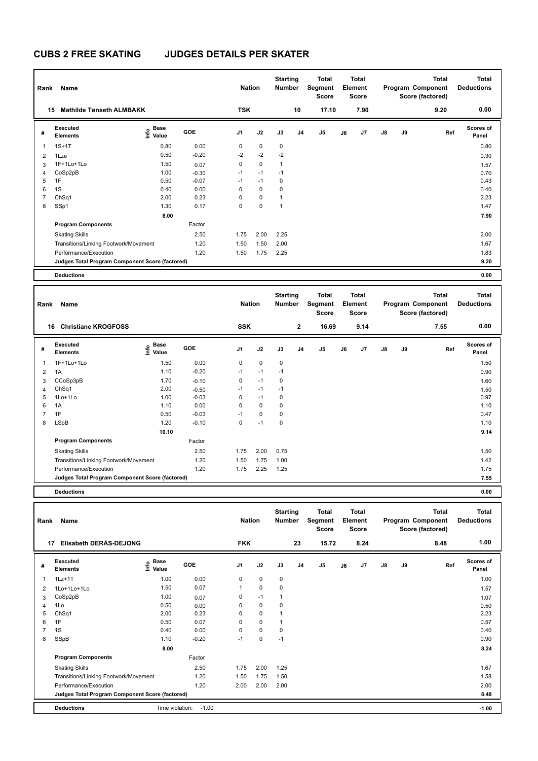# CUBS 2 FREE SKATING JUDGES DETAILS PER SKATER

| Rank | Name | Nation | Starting Number | Total Segment Score | Total Element Score | Total Program Component Score (factored) | Total Deductions |
|---|---|---|---|---|---|---|---|
| 15 | Mathilde Tønseth ALMBAKK | TSK | 10 | 17.10 | 7.90 | 9.20 | 0.00 |

| # | Executed Elements | Info | Base Value | GOE | J1 | J2 | J3 | J4 | J5 | J6 | J7 | J8 | J9 | Ref | Scores of Panel |
|---|---|---|---|---|---|---|---|---|---|---|---|---|---|---|---|
| 1 | 1S+1T | | 0.80 | 0.00 | 0 | 0 | 0 | | | | | | | | 0.80 |
| 2 | 1Lze | | 0.50 | -0.20 | -2 | -2 | -2 | | | | | | | | 0.30 |
| 3 | 1F+1Lo+1Lo | | 1.50 | 0.07 | 0 | 0 | 1 | | | | | | | | 1.57 |
| 4 | CoSp2pB | | 1.00 | -0.30 | -1 | -1 | -1 | | | | | | | | 0.70 |
| 5 | 1F | | 0.50 | -0.07 | -1 | -1 | 0 | | | | | | | | 0.43 |
| 6 | 1S | | 0.40 | 0.00 | 0 | 0 | 0 | | | | | | | | 0.40 |
| 7 | ChSq1 | | 2.00 | 0.23 | 0 | 0 | 1 | | | | | | | | 2.23 |
| 8 | SSp1 | | 1.30 | 0.17 | 0 | 0 | 1 | | | | | | | | 1.47 |
| | | | 8.00 | | | | | | | | | | | | 7.90 |
| | **Program Components** | | | Factor | | | | | | | | | | | |
| | Skating Skills | | | 2.50 | 1.75 | 2.00 | 2.25 | | | | | | | | 2.00 |
| | Transitions/Linking Footwork/Movement | | | 1.20 | 1.50 | 1.50 | 2.00 | | | | | | | | 1.67 |
| | Performance/Execution | | | 1.20 | 1.50 | 1.75 | 2.25 | | | | | | | | 1.83 |
| | **Judges Total Program Component Score (factored)** | | | | | | | | | | | | | | 9.20 |
| | **Deductions** | | | | | | | | | | | | | | 0.00 |

| Rank | Name | Nation | Starting Number | Total Segment Score | Total Element Score | Total Program Component Score (factored) | Total Deductions |
|---|---|---|---|---|---|---|---|
| 16 | Christiane KROGFOSS | SSK | 2 | 16.69 | 9.14 | 7.55 | 0.00 |

| # | Executed Elements | Info | Base Value | GOE | J1 | J2 | J3 | J4 | J5 | J6 | J7 | J8 | J9 | Ref | Scores of Panel |
|---|---|---|---|---|---|---|---|---|---|---|---|---|---|---|---|
| 1 | 1F+1Lo+1Lo | | 1.50 | 0.00 | 0 | 0 | 0 | | | | | | | | 1.50 |
| 2 | 1A | | 1.10 | -0.20 | -1 | -1 | -1 | | | | | | | | 0.90 |
| 3 | CCoSp3pB | | 1.70 | -0.10 | 0 | -1 | 0 | | | | | | | | 1.60 |
| 4 | ChSq1 | | 2.00 | -0.50 | -1 | -1 | -1 | | | | | | | | 1.50 |
| 5 | 1Lo+1Lo | | 1.00 | -0.03 | 0 | -1 | 0 | | | | | | | | 0.97 |
| 6 | 1A | | 1.10 | 0.00 | 0 | 0 | 0 | | | | | | | | 1.10 |
| 7 | 1F | | 0.50 | -0.03 | -1 | 0 | 0 | | | | | | | | 0.47 |
| 8 | LSpB | | 1.20 | -0.10 | 0 | -1 | 0 | | | | | | | | 1.10 |
| | | | 10.10 | | | | | | | | | | | | 9.14 |
| | **Program Components** | | | Factor | | | | | | | | | | | |
| | Skating Skills | | | 2.50 | 1.75 | 2.00 | 0.75 | | | | | | | | 1.50 |
| | Transitions/Linking Footwork/Movement | | | 1.20 | 1.50 | 1.75 | 1.00 | | | | | | | | 1.42 |
| | Performance/Execution | | | 1.20 | 1.75 | 2.25 | 1.25 | | | | | | | | 1.75 |
| | **Judges Total Program Component Score (factored)** | | | | | | | | | | | | | | 7.55 |
| | **Deductions** | | | | | | | | | | | | | | 0.00 |

| Rank | Name | Nation | Starting Number | Total Segment Score | Total Element Score | Total Program Component Score (factored) | Total Deductions |
|---|---|---|---|---|---|---|---|
| 17 | Elisabeth DERÅS-DEJONG | FKK | 23 | 15.72 | 8.24 | 8.48 | 1.00 |

| # | Executed Elements | Info | Base Value | GOE | J1 | J2 | J3 | J4 | J5 | J6 | J7 | J8 | J9 | Ref | Scores of Panel |
|---|---|---|---|---|---|---|---|---|---|---|---|---|---|---|---|
| 1 | 1Lz+1T | | 1.00 | 0.00 | 0 | 0 | 0 | | | | | | | | 1.00 |
| 2 | 1Lo+1Lo+1Lo | | 1.50 | 0.07 | 1 | 0 | 0 | | | | | | | | 1.57 |
| 3 | CoSp2pB | | 1.00 | 0.07 | 0 | -1 | 1 | | | | | | | | 1.07 |
| 4 | 1Lo | | 0.50 | 0.00 | 0 | 0 | 0 | | | | | | | | 0.50 |
| 5 | ChSq1 | | 2.00 | 0.23 | 0 | 0 | 1 | | | | | | | | 2.23 |
| 6 | 1F | | 0.50 | 0.07 | 0 | 0 | 1 | | | | | | | | 0.57 |
| 7 | 1S | | 0.40 | 0.00 | 0 | 0 | 0 | | | | | | | | 0.40 |
| 8 | SSpB | | 1.10 | -0.20 | -1 | 0 | -1 | | | | | | | | 0.90 |
| | | | 8.00 | | | | | | | | | | | | 8.24 |
| | **Program Components** | | | Factor | | | | | | | | | | | |
| | Skating Skills | | | 2.50 | 1.75 | 2.00 | 1.25 | | | | | | | | 1.67 |
| | Transitions/Linking Footwork/Movement | | | 1.20 | 1.50 | 1.75 | 1.50 | | | | | | | | 1.58 |
| | Performance/Execution | | | 1.20 | 2.00 | 2.00 | 2.00 | | | | | | | | 2.00 |
| | **Judges Total Program Component Score (factored)** | | | | | | | | | | | | | | 8.48 |
| | **Deductions** | Time violation: | -1.00 | | | | | | | | | | | | -1.00 |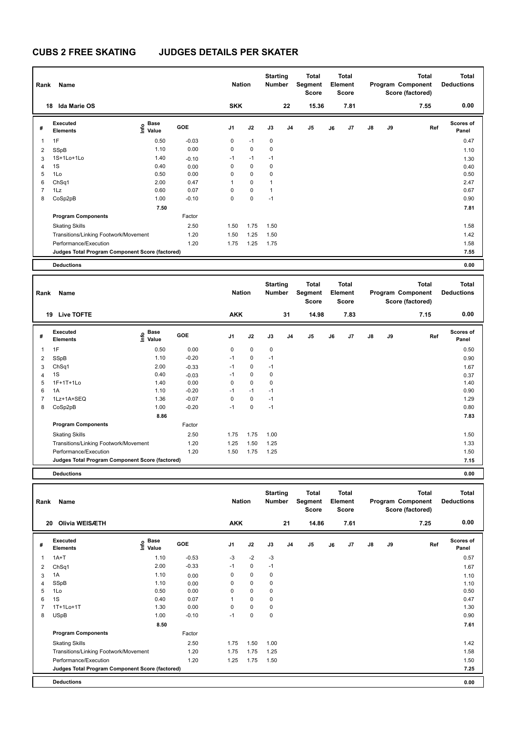# CUBS 2 FREE SKATING JUDGES DETAILS PER SKATER

| Rank | Name | Nation | Starting Number | Total Segment Score | Total Element Score | Total Program Component Score (factored) | Total Deductions |
|---|---|---|---|---|---|---|---|
| 18 | Ida Marie OS | SKK | 22 | 15.36 | 7.81 | 7.55 | 0.00 |

| # | Executed Elements | Info | Base Value | GOE | J1 | J2 | J3 | J4 | J5 | J6 | J7 | J8 | J9 | Ref | Scores of Panel |
|---|---|---|---|---|---|---|---|---|---|---|---|---|---|---|---|
| 1 | 1F | | 0.50 | -0.03 | 0 | -1 | 0 | | | | | | | | 0.47 |
| 2 | SSpB | | 1.10 | 0.00 | 0 | 0 | 0 | | | | | | | | 1.10 |
| 3 | 1S+1Lo+1Lo | | 1.40 | -0.10 | -1 | -1 | -1 | | | | | | | | 1.30 |
| 4 | 1S | | 0.40 | 0.00 | 0 | 0 | 0 | | | | | | | | 0.40 |
| 5 | 1Lo | | 0.50 | 0.00 | 0 | 0 | 0 | | | | | | | | 0.50 |
| 6 | ChSq1 | | 2.00 | 0.47 | 1 | 0 | 1 | | | | | | | | 2.47 |
| 7 | 1Lz | | 0.60 | 0.07 | 0 | 0 | 1 | | | | | | | | 0.67 |
| 8 | CoSp2pB | | 1.00 | -0.10 | 0 | 0 | -1 | | | | | | | | 0.90 |
| | | | 7.50 | | | | | | | | | | | | 7.81 |
| | **Program Components** | | | Factor | | | | | | | | | | | |
| | Skating Skills | | | 2.50 | 1.50 | 1.75 | 1.50 | | | | | | | | 1.58 |
| | Transitions/Linking Footwork/Movement | | | 1.20 | 1.50 | 1.25 | 1.50 | | | | | | | | 1.42 |
| | Performance/Execution | | | 1.20 | 1.75 | 1.25 | 1.75 | | | | | | | | 1.58 |
| | **Judges Total Program Component Score (factored)** | | | | | | | | | | | | | | 7.55 |
| | **Deductions** | | | | | | | | | | | | | | 0.00 |

| Rank | Name | Nation | Starting Number | Total Segment Score | Total Element Score | Total Program Component Score (factored) | Total Deductions |
|---|---|---|---|---|---|---|---|
| 19 | Live TOFTE | AKK | 31 | 14.98 | 7.83 | 7.15 | 0.00 |

| # | Executed Elements | Info | Base Value | GOE | J1 | J2 | J3 | J4 | J5 | J6 | J7 | J8 | J9 | Ref | Scores of Panel |
|---|---|---|---|---|---|---|---|---|---|---|---|---|---|---|---|
| 1 | 1F | | 0.50 | 0.00 | 0 | 0 | 0 | | | | | | | | 0.50 |
| 2 | SSpB | | 1.10 | -0.20 | -1 | 0 | -1 | | | | | | | | 0.90 |
| 3 | ChSq1 | | 2.00 | -0.33 | -1 | 0 | -1 | | | | | | | | 1.67 |
| 4 | 1S | | 0.40 | -0.03 | -1 | 0 | 0 | | | | | | | | 0.37 |
| 5 | 1F+1T+1Lo | | 1.40 | 0.00 | 0 | 0 | 0 | | | | | | | | 1.40 |
| 6 | 1A | | 1.10 | -0.20 | -1 | -1 | -1 | | | | | | | | 0.90 |
| 7 | 1Lz+1A+SEQ | | 1.36 | -0.07 | 0 | 0 | -1 | | | | | | | | 1.29 |
| 8 | CoSp2pB | | 1.00 | -0.20 | -1 | 0 | -1 | | | | | | | | 0.80 |
| | | | 8.86 | | | | | | | | | | | | 7.83 |
| | **Program Components** | | | Factor | | | | | | | | | | | |
| | Skating Skills | | | 2.50 | 1.75 | 1.75 | 1.00 | | | | | | | | 1.50 |
| | Transitions/Linking Footwork/Movement | | | 1.20 | 1.25 | 1.50 | 1.25 | | | | | | | | 1.33 |
| | Performance/Execution | | | 1.20 | 1.50 | 1.75 | 1.25 | | | | | | | | 1.50 |
| | **Judges Total Program Component Score (factored)** | | | | | | | | | | | | | | 7.15 |
| | **Deductions** | | | | | | | | | | | | | | 0.00 |

| Rank | Name | Nation | Starting Number | Total Segment Score | Total Element Score | Total Program Component Score (factored) | Total Deductions |
|---|---|---|---|---|---|---|---|
| 20 | Olivia WEISÆTH | AKK | 21 | 14.86 | 7.61 | 7.25 | 0.00 |

| # | Executed Elements | Info | Base Value | GOE | J1 | J2 | J3 | J4 | J5 | J6 | J7 | J8 | J9 | Ref | Scores of Panel |
|---|---|---|---|---|---|---|---|---|---|---|---|---|---|---|---|
| 1 | 1A+T | | 1.10 | -0.53 | -3 | -2 | -3 | | | | | | | | 0.57 |
| 2 | ChSq1 | | 2.00 | -0.33 | -1 | 0 | -1 | | | | | | | | 1.67 |
| 3 | 1A | | 1.10 | 0.00 | 0 | 0 | 0 | | | | | | | | 1.10 |
| 4 | SSpB | | 1.10 | 0.00 | 0 | 0 | 0 | | | | | | | | 1.10 |
| 5 | 1Lo | | 0.50 | 0.00 | 0 | 0 | 0 | | | | | | | | 0.50 |
| 6 | 1S | | 0.40 | 0.07 | 1 | 0 | 0 | | | | | | | | 0.47 |
| 7 | 1T+1Lo+1T | | 1.30 | 0.00 | 0 | 0 | 0 | | | | | | | | 1.30 |
| 8 | USpB | | 1.00 | -0.10 | -1 | 0 | 0 | | | | | | | | 0.90 |
| | | | 8.50 | | | | | | | | | | | | 7.61 |
| | **Program Components** | | | Factor | | | | | | | | | | | |
| | Skating Skills | | | 2.50 | 1.75 | 1.50 | 1.00 | | | | | | | | 1.42 |
| | Transitions/Linking Footwork/Movement | | | 1.20 | 1.75 | 1.75 | 1.25 | | | | | | | | 1.58 |
| | Performance/Execution | | | 1.20 | 1.25 | 1.75 | 1.50 | | | | | | | | 1.50 |
| | **Judges Total Program Component Score (factored)** | | | | | | | | | | | | | | 7.25 |
| | **Deductions** | | | | | | | | | | | | | | 0.00 |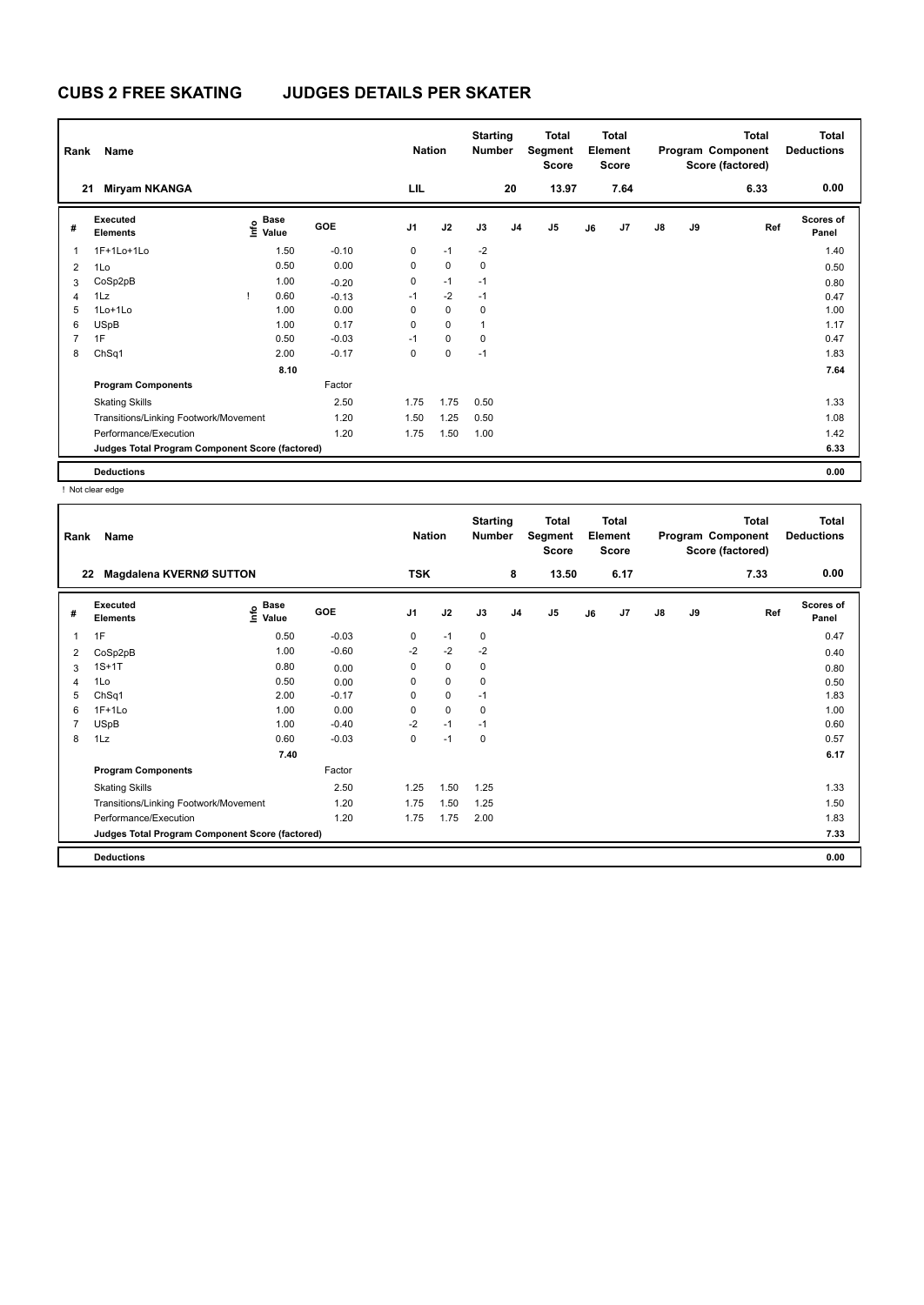# CUBS 2 FREE SKATING JUDGES DETAILS PER SKATER

| Rank | Name | Nation | Starting Number | Total Segment Score | Total Element Score | Total Program Component Score (factored) | Total Deductions |
|---|---|---|---|---|---|---|---|
| 21 | Miryam NKANGA | LIL | 20 | 13.97 | 7.64 | 6.33 | 0.00 |

| # | Executed Elements | Info | Base Value | GOE | J1 | J2 | J3 | J4 | J5 | J6 | J7 | J8 | J9 | Ref | Scores of Panel |
|---|---|---|---|---|---|---|---|---|---|---|---|---|---|---|---|
| 1 | 1F+1Lo+1Lo | | 1.50 | -0.10 | 0 | -1 | -2 | | | | | | | | 1.40 |
| 2 | 1Lo | | 0.50 | 0.00 | 0 | 0 | 0 | | | | | | | | 0.50 |
| 3 | CoSp2pB | | 1.00 | -0.20 | 0 | -1 | -1 | | | | | | | | 0.80 |
| 4 | 1Lz | ! | 0.60 | -0.13 | -1 | -2 | -1 | | | | | | | | 0.47 |
| 5 | 1Lo+1Lo | | 1.00 | 0.00 | 0 | 0 | 0 | | | | | | | | 1.00 |
| 6 | USpB | | 1.00 | 0.17 | 0 | 0 | 1 | | | | | | | | 1.17 |
| 7 | 1F | | 0.50 | -0.03 | -1 | 0 | 0 | | | | | | | | 0.47 |
| 8 | ChSq1 | | 2.00 | -0.17 | 0 | 0 | -1 | | | | | | | | 1.83 |
| | | | 8.10 | | | | | | | | | | | | 7.64 |
| | **Program Components** | | | Factor | | | | | | | | | | | |
| | Skating Skills | | | 2.50 | 1.75 | 1.75 | 0.50 | | | | | | | | 1.33 |
| | Transitions/Linking Footwork/Movement | | | 1.20 | 1.50 | 1.25 | 0.50 | | | | | | | | 1.08 |
| | Performance/Execution | | | 1.20 | 1.75 | 1.50 | 1.00 | | | | | | | | 1.42 |
| | **Judges Total Program Component Score (factored)** | | | | | | | | | | | | | | 6.33 |
| | **Deductions** | | | | | | | | | | | | | | 0.00 |

! Not clear edge

| Rank | Name | Nation | Starting Number | Total Segment Score | Total Element Score | Total Program Component Score (factored) | Total Deductions |
|---|---|---|---|---|---|---|---|
| 22 | Magdalena KVERNØ SUTTON | TSK | 8 | 13.50 | 6.17 | 7.33 | 0.00 |

| # | Executed Elements | Info | Base Value | GOE | J1 | J2 | J3 | J4 | J5 | J6 | J7 | J8 | J9 | Ref | Scores of Panel |
|---|---|---|---|---|---|---|---|---|---|---|---|---|---|---|---|
| 1 | 1F | | 0.50 | -0.03 | 0 | -1 | 0 | | | | | | | | 0.47 |
| 2 | CoSp2pB | | 1.00 | -0.60 | -2 | -2 | -2 | | | | | | | | 0.40 |
| 3 | 1S+1T | | 0.80 | 0.00 | 0 | 0 | 0 | | | | | | | | 0.80 |
| 4 | 1Lo | | 0.50 | 0.00 | 0 | 0 | 0 | | | | | | | | 0.50 |
| 5 | ChSq1 | | 2.00 | -0.17 | 0 | 0 | -1 | | | | | | | | 1.83 |
| 6 | 1F+1Lo | | 1.00 | 0.00 | 0 | 0 | 0 | | | | | | | | 1.00 |
| 7 | USpB | | 1.00 | -0.40 | -2 | -1 | -1 | | | | | | | | 0.60 |
| 8 | 1Lz | | 0.60 | -0.03 | 0 | -1 | 0 | | | | | | | | 0.57 |
| | | | 7.40 | | | | | | | | | | | | 6.17 |
| | **Program Components** | | | Factor | | | | | | | | | | | |
| | Skating Skills | | | 2.50 | 1.25 | 1.50 | 1.25 | | | | | | | | 1.33 |
| | Transitions/Linking Footwork/Movement | | | 1.20 | 1.75 | 1.50 | 1.25 | | | | | | | | 1.50 |
| | Performance/Execution | | | 1.20 | 1.75 | 1.75 | 2.00 | | | | | | | | 1.83 |
| | **Judges Total Program Component Score (factored)** | | | | | | | | | | | | | | 7.33 |
| | **Deductions** | | | | | | | | | | | | | | 0.00 |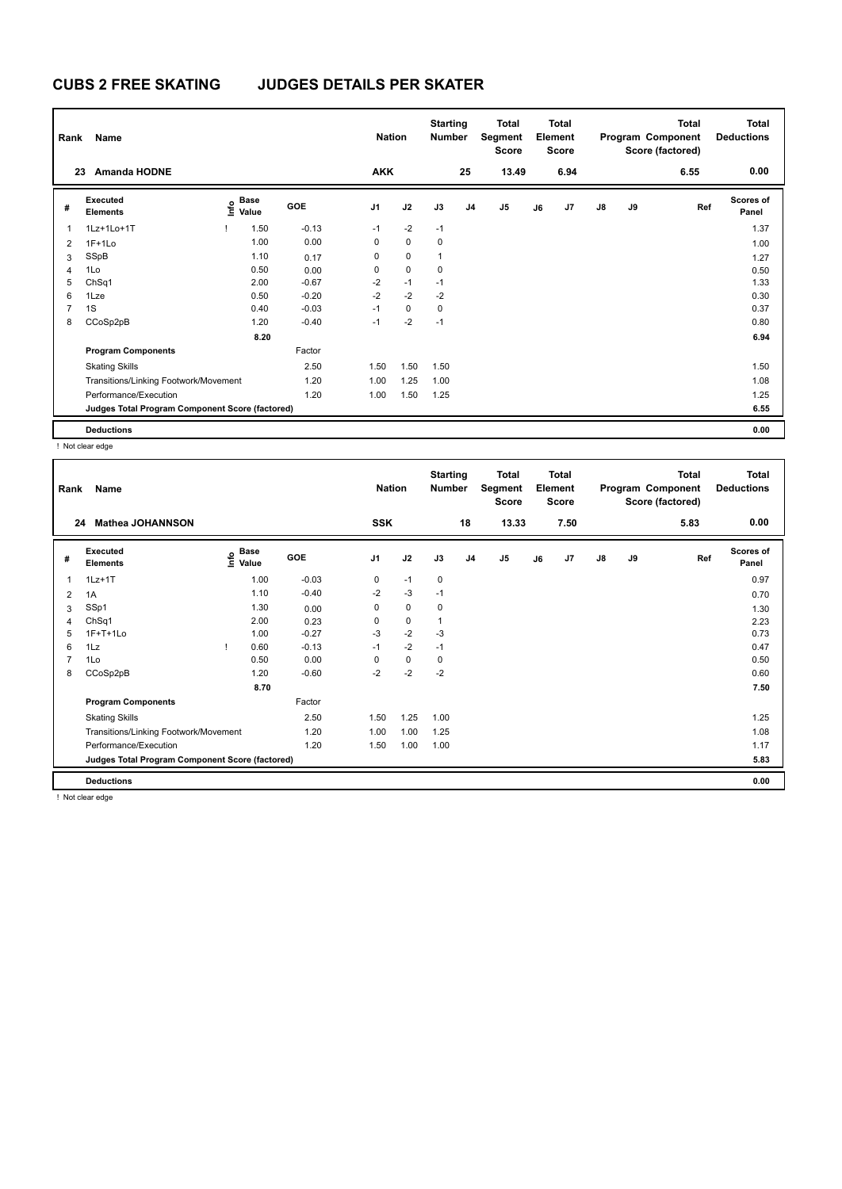# CUBS 2 FREE SKATING JUDGES DETAILS PER SKATER

| Rank | Name | Nation | Starting Number | Total Segment Score | Total Element Score | Total Program Component Score (factored) | Total Deductions |
|---|---|---|---|---|---|---|---|
| 23 | Amanda HODNE | AKK | 25 | 13.49 | 6.94 | 6.55 | 0.00 |

| # | Executed Elements | Info | Base Value | GOE | J1 | J2 | J3 | J4 | J5 | J6 | J7 | J8 | J9 | Ref | Scores of Panel |
|---|---|---|---|---|---|---|---|---|---|---|---|---|---|---|---|
| 1 | 1Lz+1Lo+1T | ! | 1.50 | -0.13 | -1 | -2 | -1 | | | | | | | | 1.37 |
| 2 | 1F+1Lo | | 1.00 | 0.00 | 0 | 0 | 0 | | | | | | | | 1.00 |
| 3 | SSpB | | 1.10 | 0.17 | 0 | 0 | 1 | | | | | | | | 1.27 |
| 4 | 1Lo | | 0.50 | 0.00 | 0 | 0 | 0 | | | | | | | | 0.50 |
| 5 | ChSq1 | | 2.00 | -0.67 | -2 | -1 | -1 | | | | | | | | 1.33 |
| 6 | 1Lze | | 0.50 | -0.20 | -2 | -2 | -2 | | | | | | | | 0.30 |
| 7 | 1S | | 0.40 | -0.03 | -1 | 0 | 0 | | | | | | | | 0.37 |
| 8 | CCoSp2pB | | 1.20 | -0.40 | -1 | -2 | -1 | | | | | | | | 0.80 |
| | | | 8.20 | | | | | | | | | | | | 6.94 |
| | **Program Components** | | | Factor | | | | | | | | | | | |
| | Skating Skills | | | 2.50 | 1.50 | 1.50 | 1.50 | | | | | | | | 1.50 |
| | Transitions/Linking Footwork/Movement | | | 1.20 | 1.00 | 1.25 | 1.00 | | | | | | | | 1.08 |
| | Performance/Execution | | | 1.20 | 1.00 | 1.50 | 1.25 | | | | | | | | 1.25 |
| | **Judges Total Program Component Score (factored)** | | | | | | | | | | | | | | 6.55 |
| | **Deductions** | | | | | | | | | | | | | | 0.00 |

! Not clear edge

| Rank | Name | Nation | Starting Number | Total Segment Score | Total Element Score | Total Program Component Score (factored) | Total Deductions |
|---|---|---|---|---|---|---|---|
| 24 | Mathea JOHANNSON | SSK | 18 | 13.33 | 7.50 | 5.83 | 0.00 |

| # | Executed Elements | Info | Base Value | GOE | J1 | J2 | J3 | J4 | J5 | J6 | J7 | J8 | J9 | Ref | Scores of Panel |
|---|---|---|---|---|---|---|---|---|---|---|---|---|---|---|---|
| 1 | 1Lz+1T | | 1.00 | -0.03 | 0 | -1 | 0 | | | | | | | | 0.97 |
| 2 | 1A | | 1.10 | -0.40 | -2 | -3 | -1 | | | | | | | | 0.70 |
| 3 | SSp1 | | 1.30 | 0.00 | 0 | 0 | 0 | | | | | | | | 1.30 |
| 4 | ChSq1 | | 2.00 | 0.23 | 0 | 0 | 1 | | | | | | | | 2.23 |
| 5 | 1F+T+1Lo | | 1.00 | -0.27 | -3 | -2 | -3 | | | | | | | | 0.73 |
| 6 | 1Lz | ! | 0.60 | -0.13 | -1 | -2 | -1 | | | | | | | | 0.47 |
| 7 | 1Lo | | 0.50 | 0.00 | 0 | 0 | 0 | | | | | | | | 0.50 |
| 8 | CCoSp2pB | | 1.20 | -0.60 | -2 | -2 | -2 | | | | | | | | 0.60 |
| | | | 8.70 | | | | | | | | | | | | 7.50 |
| | **Program Components** | | | Factor | | | | | | | | | | | |
| | Skating Skills | | | 2.50 | 1.50 | 1.25 | 1.00 | | | | | | | | 1.25 |
| | Transitions/Linking Footwork/Movement | | | 1.20 | 1.00 | 1.00 | 1.25 | | | | | | | | 1.08 |
| | Performance/Execution | | | 1.20 | 1.50 | 1.00 | 1.00 | | | | | | | | 1.17 |
| | **Judges Total Program Component Score (factored)** | | | | | | | | | | | | | | 5.83 |
| | **Deductions** | | | | | | | | | | | | | | 0.00 |

! Not clear edge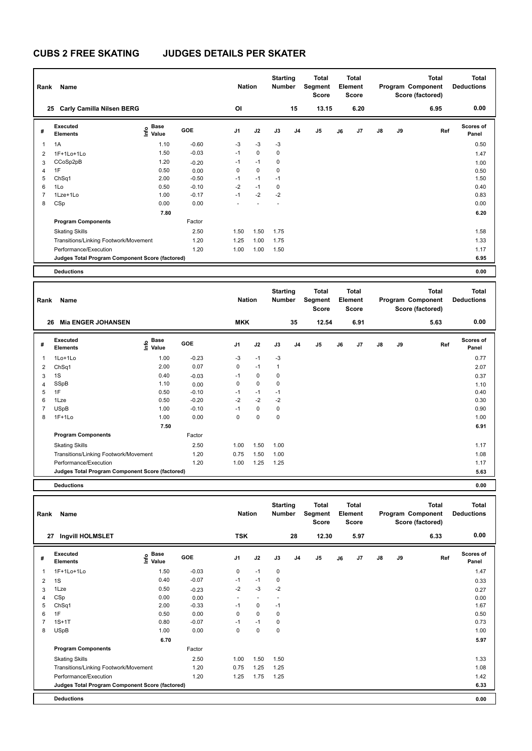# CUBS 2 FREE SKATING JUDGES DETAILS PER SKATER

| Rank | Name | Nation | Starting Number | Total Segment Score | Total Element Score | Total Program Component Score (factored) | Total Deductions |
|---|---|---|---|---|---|---|---|
| 25 | Carly Camilla Nilsen BERG | OI | 15 | 13.15 | 6.20 | 6.95 | 0.00 |

| # | Executed Elements | Info | Base Value | GOE | J1 | J2 | J3 | J4 | J5 | J6 | J7 | J8 | J9 | Ref | Scores of Panel |
|---|---|---|---|---|---|---|---|---|---|---|---|---|---|---|---|
| 1 | 1A | | 1.10 | -0.60 | -3 | -3 | -3 | | | | | | | | 0.50 |
| 2 | 1F+1Lo+1Lo | | 1.50 | -0.03 | -1 | 0 | 0 | | | | | | | | 1.47 |
| 3 | CCoSp2pB | | 1.20 | -0.20 | -1 | -1 | 0 | | | | | | | | 1.00 |
| 4 | 1F | | 0.50 | 0.00 | 0 | 0 | 0 | | | | | | | | 0.50 |
| 5 | ChSq1 | | 2.00 | -0.50 | -1 | -1 | -1 | | | | | | | | 1.50 |
| 6 | 1Lo | | 0.50 | -0.10 | -2 | -1 | 0 | | | | | | | | 0.40 |
| 7 | 1Lze+1Lo | | 1.00 | -0.17 | -1 | -2 | -2 | | | | | | | | 0.83 |
| 8 | CSp | | 0.00 | 0.00 | - | - | - | | | | | | | | 0.00 |
| | | | 7.80 | | | | | | | | | | | | 6.20 |
| | **Program Components** | | | Factor | | | | | | | | | | | |
| | Skating Skills | | | 2.50 | 1.50 | 1.50 | 1.75 | | | | | | | | 1.58 |
| | Transitions/Linking Footwork/Movement | | | 1.20 | 1.25 | 1.00 | 1.75 | | | | | | | | 1.33 |
| | Performance/Execution | | | 1.20 | 1.00 | 1.00 | 1.50 | | | | | | | | 1.17 |
| | **Judges Total Program Component Score (factored)** | | | | | | | | | | | | | | 6.95 |
| | **Deductions** | | | | | | | | | | | | | | 0.00 |

| Rank | Name | Nation | Starting Number | Total Segment Score | Total Element Score | Total Program Component Score (factored) | Total Deductions |
|---|---|---|---|---|---|---|---|
| 26 | Mia ENGER JOHANSEN | MKK | 35 | 12.54 | 6.91 | 5.63 | 0.00 |

| # | Executed Elements | Info | Base Value | GOE | J1 | J2 | J3 | J4 | J5 | J6 | J7 | J8 | J9 | Ref | Scores of Panel |
|---|---|---|---|---|---|---|---|---|---|---|---|---|---|---|---|
| 1 | 1Lo+1Lo | | 1.00 | -0.23 | -3 | -1 | -3 | | | | | | | | 0.77 |
| 2 | ChSq1 | | 2.00 | 0.07 | 0 | -1 | 1 | | | | | | | | 2.07 |
| 3 | 1S | | 0.40 | -0.03 | -1 | 0 | 0 | | | | | | | | 0.37 |
| 4 | SSpB | | 1.10 | 0.00 | 0 | 0 | 0 | | | | | | | | 1.10 |
| 5 | 1F | | 0.50 | -0.10 | -1 | -1 | -1 | | | | | | | | 0.40 |
| 6 | 1Lze | | 0.50 | -0.20 | -2 | -2 | -2 | | | | | | | | 0.30 |
| 7 | USpB | | 1.00 | -0.10 | -1 | 0 | 0 | | | | | | | | 0.90 |
| 8 | 1F+1Lo | | 1.00 | 0.00 | 0 | 0 | 0 | | | | | | | | 1.00 |
| | | | 7.50 | | | | | | | | | | | | 6.91 |
| | **Program Components** | | | Factor | | | | | | | | | | | |
| | Skating Skills | | | 2.50 | 1.00 | 1.50 | 1.00 | | | | | | | | 1.17 |
| | Transitions/Linking Footwork/Movement | | | 1.20 | 0.75 | 1.50 | 1.00 | | | | | | | | 1.08 |
| | Performance/Execution | | | 1.20 | 1.00 | 1.25 | 1.25 | | | | | | | | 1.17 |
| | **Judges Total Program Component Score (factored)** | | | | | | | | | | | | | | 5.63 |
| | **Deductions** | | | | | | | | | | | | | | 0.00 |

| Rank | Name | Nation | Starting Number | Total Segment Score | Total Element Score | Total Program Component Score (factored) | Total Deductions |
|---|---|---|---|---|---|---|---|
| 27 | Ingvill HOLMSLET | TSK | 28 | 12.30 | 5.97 | 6.33 | 0.00 |

| # | Executed Elements | Info | Base Value | GOE | J1 | J2 | J3 | J4 | J5 | J6 | J7 | J8 | J9 | Ref | Scores of Panel |
|---|---|---|---|---|---|---|---|---|---|---|---|---|---|---|---|
| 1 | 1F+1Lo+1Lo | | 1.50 | -0.03 | 0 | -1 | 0 | | | | | | | | 1.47 |
| 2 | 1S | | 0.40 | -0.07 | -1 | -1 | 0 | | | | | | | | 0.33 |
| 3 | 1Lze | | 0.50 | -0.23 | -2 | -3 | -2 | | | | | | | | 0.27 |
| 4 | CSp | | 0.00 | 0.00 | - | - | - | | | | | | | | 0.00 |
| 5 | ChSq1 | | 2.00 | -0.33 | -1 | 0 | -1 | | | | | | | | 1.67 |
| 6 | 1F | | 0.50 | 0.00 | 0 | 0 | 0 | | | | | | | | 0.50 |
| 7 | 1S+1T | | 0.80 | -0.07 | -1 | -1 | 0 | | | | | | | | 0.73 |
| 8 | USpB | | 1.00 | 0.00 | 0 | 0 | 0 | | | | | | | | 1.00 |
| | | | 6.70 | | | | | | | | | | | | 5.97 |
| | **Program Components** | | | Factor | | | | | | | | | | | |
| | Skating Skills | | | 2.50 | 1.00 | 1.50 | 1.50 | | | | | | | | 1.33 |
| | Transitions/Linking Footwork/Movement | | | 1.20 | 0.75 | 1.25 | 1.25 | | | | | | | | 1.08 |
| | Performance/Execution | | | 1.20 | 1.25 | 1.75 | 1.25 | | | | | | | | 1.42 |
| | **Judges Total Program Component Score (factored)** | | | | | | | | | | | | | | 6.33 |
| | **Deductions** | | | | | | | | | | | | | | 0.00 |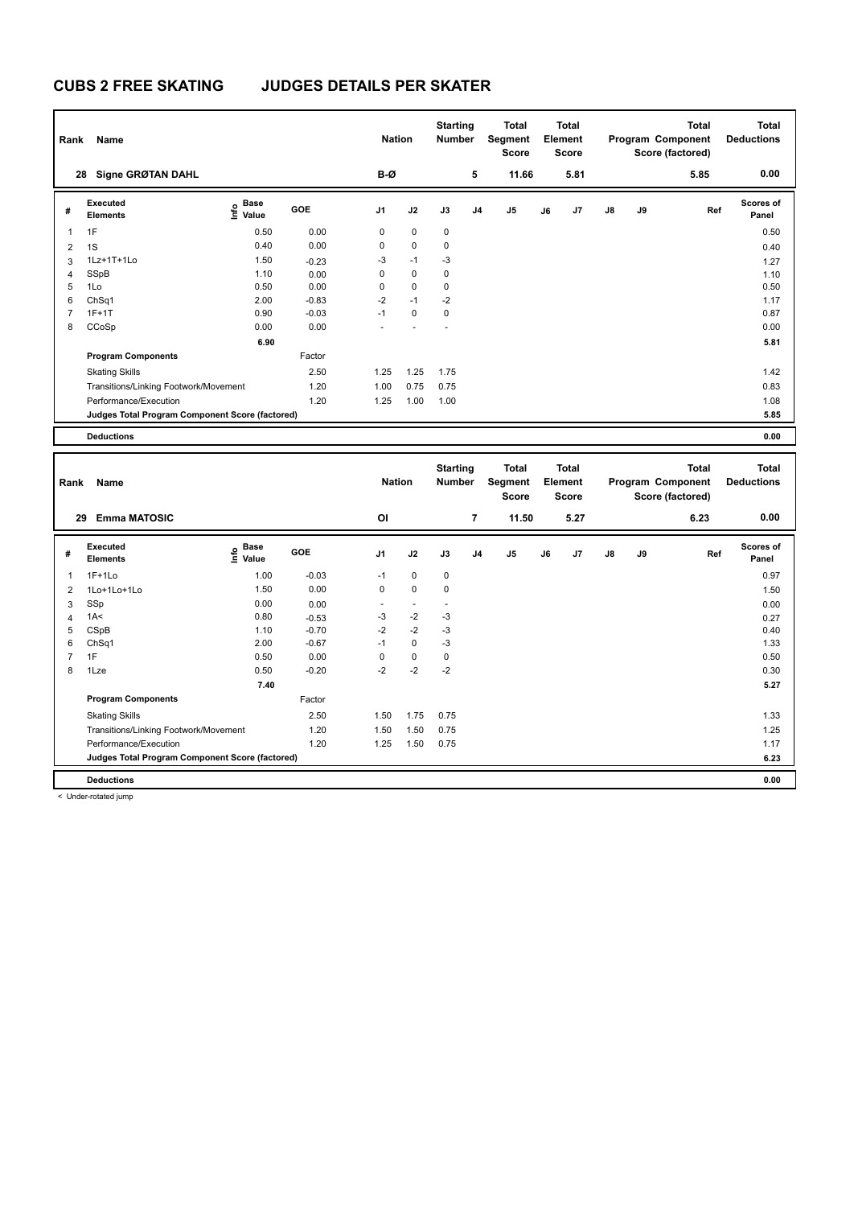# CUBS 2 FREE SKATING JUDGES DETAILS PER SKATER

| Rank | Name | Nation | Starting Number | Total Segment Score | Total Element Score | Total Program Component Score (factored) | Total Deductions |
|---|---|---|---|---|---|---|---|
| 28 | Signe GRØTAN DAHL | B-Ø | 5 | 11.66 | 5.81 | 5.85 | 0.00 |

| # | Executed Elements | Info | Base Value | GOE | J1 | J2 | J3 | J4 | J5 | J6 | J7 | J8 | J9 | Ref | Scores of Panel |
|---|---|---|---|---|---|---|---|---|---|---|---|---|---|---|---|
| 1 | 1F | | 0.50 | 0.00 | 0 | 0 | 0 | | | | | | | | 0.50 |
| 2 | 1S | | 0.40 | 0.00 | 0 | 0 | 0 | | | | | | | | 0.40 |
| 3 | 1Lz+1T+1Lo | | 1.50 | -0.23 | -3 | -1 | -3 | | | | | | | | 1.27 |
| 4 | SSpB | | 1.10 | 0.00 | 0 | 0 | 0 | | | | | | | | 1.10 |
| 5 | 1Lo | | 0.50 | 0.00 | 0 | 0 | 0 | | | | | | | | 0.50 |
| 6 | ChSq1 | | 2.00 | -0.83 | -2 | -1 | -2 | | | | | | | | 1.17 |
| 7 | 1F+1T | | 0.90 | -0.03 | -1 | 0 | 0 | | | | | | | | 0.87 |
| 8 | CCoSp | | 0.00 | 0.00 | - | - | - | | | | | | | | 0.00 |
| | | | 6.90 | | | | | | | | | | | | 5.81 |
| | **Program Components** | | | Factor | | | | | | | | | | | |
| | Skating Skills | | | 2.50 | 1.25 | 1.25 | 1.75 | | | | | | | | 1.42 |
| | Transitions/Linking Footwork/Movement | | | 1.20 | 1.00 | 0.75 | 0.75 | | | | | | | | 0.83 |
| | Performance/Execution | | | 1.20 | 1.25 | 1.00 | 1.00 | | | | | | | | 1.08 |
| | **Judges Total Program Component Score (factored)** | | | | | | | | | | | | | | 5.85 |
| | **Deductions** | | | | | | | | | | | | | | 0.00 |

| Rank | Name | Nation | Starting Number | Total Segment Score | Total Element Score | Total Program Component Score (factored) | Total Deductions |
|---|---|---|---|---|---|---|---|
| 29 | Emma MATOSIC | Ol | 7 | 11.50 | 5.27 | 6.23 | 0.00 |

| # | Executed Elements | Info | Base Value | GOE | J1 | J2 | J3 | J4 | J5 | J6 | J7 | J8 | J9 | Ref | Scores of Panel |
|---|---|---|---|---|---|---|---|---|---|---|---|---|---|---|---|
| 1 | 1F+1Lo | | 1.00 | -0.03 | -1 | 0 | 0 | | | | | | | | 0.97 |
| 2 | 1Lo+1Lo+1Lo | | 1.50 | 0.00 | 0 | 0 | 0 | | | | | | | | 1.50 |
| 3 | SSp | | 0.00 | 0.00 | - | - | - | | | | | | | | 0.00 |
| 4 | 1A< | | 0.80 | -0.53 | -3 | -2 | -3 | | | | | | | | 0.27 |
| 5 | CSpB | | 1.10 | -0.70 | -2 | -2 | -3 | | | | | | | | 0.40 |
| 6 | ChSq1 | | 2.00 | -0.67 | -1 | 0 | -3 | | | | | | | | 1.33 |
| 7 | 1F | | 0.50 | 0.00 | 0 | 0 | 0 | | | | | | | | 0.50 |
| 8 | 1Lze | | 0.50 | -0.20 | -2 | -2 | -2 | | | | | | | | 0.30 |
| | | | 7.40 | | | | | | | | | | | | 5.27 |
| | **Program Components** | | | Factor | | | | | | | | | | | |
| | Skating Skills | | | 2.50 | 1.50 | 1.75 | 0.75 | | | | | | | | 1.33 |
| | Transitions/Linking Footwork/Movement | | | 1.20 | 1.50 | 1.50 | 0.75 | | | | | | | | 1.25 |
| | Performance/Execution | | | 1.20 | 1.25 | 1.50 | 0.75 | | | | | | | | 1.17 |
| | **Judges Total Program Component Score (factored)** | | | | | | | | | | | | | | 6.23 |
| | **Deductions** | | | | | | | | | | | | | | 0.00 |

< Under-rotated jump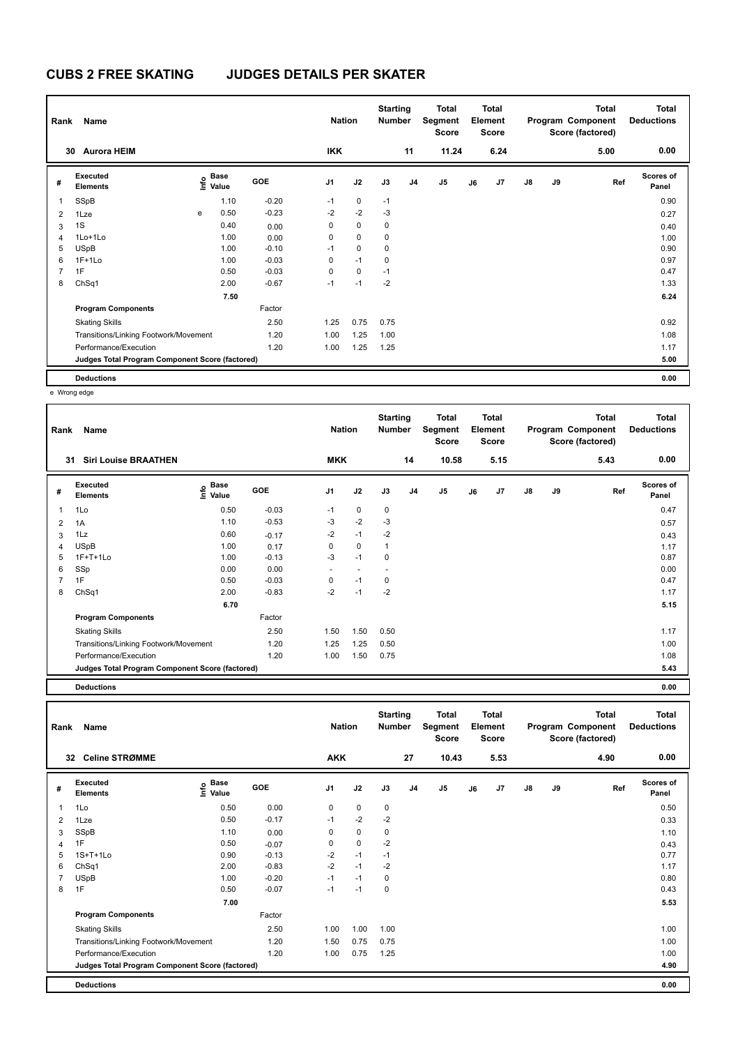# CUBS 2 FREE SKATING JUDGES DETAILS PER SKATER

| Rank | Name | Nation | Starting Number | Total Segment Score | Total Element Score | Total Program Component Score (factored) | Total Deductions |
|---|---|---|---|---|---|---|---|
| 30 | Aurora HEIM | IKK | 11 | 11.24 | 6.24 | 5.00 | 0.00 |

| # | Executed Elements | Info | Base Value | GOE | J1 | J2 | J3 | J4 | J5 | J6 | J7 | J8 | J9 | Ref | Scores of Panel |
|---|---|---|---|---|---|---|---|---|---|---|---|---|---|---|---|
| 1 | SSpB | | 1.10 | -0.20 | -1 | 0 | -1 | | | | | | | | 0.90 |
| 2 | 1Lze | e | 0.50 | -0.23 | -2 | -2 | -3 | | | | | | | | 0.27 |
| 3 | 1S | | 0.40 | 0.00 | 0 | 0 | 0 | | | | | | | | 0.40 |
| 4 | 1Lo+1Lo | | 1.00 | 0.00 | 0 | 0 | 0 | | | | | | | | 1.00 |
| 5 | USpB | | 1.00 | -0.10 | -1 | 0 | 0 | | | | | | | | 0.90 |
| 6 | 1F+1Lo | | 1.00 | -0.03 | 0 | -1 | 0 | | | | | | | | 0.97 |
| 7 | 1F | | 0.50 | -0.03 | 0 | 0 | -1 | | | | | | | | 0.47 |
| 8 | ChSq1 | | 2.00 | -0.67 | -1 | -1 | -2 | | | | | | | | 1.33 |
| | | | 7.50 | | | | | | | | | | | | 6.24 |
| | **Program Components** | | | Factor | | | | | | | | | | | |
| | Skating Skills | | | 2.50 | 1.25 | 0.75 | 0.75 | | | | | | | | 0.92 |
| | Transitions/Linking Footwork/Movement | | | 1.20 | 1.00 | 1.25 | 1.00 | | | | | | | | 1.08 |
| | Performance/Execution | | | 1.20 | 1.00 | 1.25 | 1.25 | | | | | | | | 1.17 |
| | **Judges Total Program Component Score (factored)** | | | | | | | | | | | | | | 5.00 |
| | **Deductions** | | | | | | | | | | | | | | 0.00 |

e Wrong edge

| Rank | Name | Nation | Starting Number | Total Segment Score | Total Element Score | Total Program Component Score (factored) | Total Deductions |
|---|---|---|---|---|---|---|---|
| 31 | Siri Louise BRAATHEN | MKK | 14 | 10.58 | 5.15 | 5.43 | 0.00 |

| # | Executed Elements | Info | Base Value | GOE | J1 | J2 | J3 | J4 | J5 | J6 | J7 | J8 | J9 | Ref | Scores of Panel |
|---|---|---|---|---|---|---|---|---|---|---|---|---|---|---|---|
| 1 | 1Lo | | 0.50 | -0.03 | -1 | 0 | 0 | | | | | | | | 0.47 |
| 2 | 1A | | 1.10 | -0.53 | -3 | -2 | -3 | | | | | | | | 0.57 |
| 3 | 1Lz | | 0.60 | -0.17 | -2 | -1 | -2 | | | | | | | | 0.43 |
| 4 | USpB | | 1.00 | 0.17 | 0 | 0 | 1 | | | | | | | | 1.17 |
| 5 | 1F+T+1Lo | | 1.00 | -0.13 | -3 | -1 | 0 | | | | | | | | 0.87 |
| 6 | SSp | | 0.00 | 0.00 | - | - | - | | | | | | | | 0.00 |
| 7 | 1F | | 0.50 | -0.03 | 0 | -1 | 0 | | | | | | | | 0.47 |
| 8 | ChSq1 | | 2.00 | -0.83 | -2 | -1 | -2 | | | | | | | | 1.17 |
| | | | 6.70 | | | | | | | | | | | | 5.15 |
| | **Program Components** | | | Factor | | | | | | | | | | | |
| | Skating Skills | | | 2.50 | 1.50 | 1.50 | 0.50 | | | | | | | | 1.17 |
| | Transitions/Linking Footwork/Movement | | | 1.20 | 1.25 | 1.25 | 0.50 | | | | | | | | 1.00 |
| | Performance/Execution | | | 1.20 | 1.00 | 1.50 | 0.75 | | | | | | | | 1.08 |
| | **Judges Total Program Component Score (factored)** | | | | | | | | | | | | | | 5.43 |
| | **Deductions** | | | | | | | | | | | | | | 0.00 |

| Rank | Name | Nation | Starting Number | Total Segment Score | Total Element Score | Total Program Component Score (factored) | Total Deductions |
|---|---|---|---|---|---|---|---|
| 32 | Celine STRØMME | AKK | 27 | 10.43 | 5.53 | 4.90 | 0.00 |

| # | Executed Elements | Info | Base Value | GOE | J1 | J2 | J3 | J4 | J5 | J6 | J7 | J8 | J9 | Ref | Scores of Panel |
|---|---|---|---|---|---|---|---|---|---|---|---|---|---|---|---|
| 1 | 1Lo | | 0.50 | 0.00 | 0 | 0 | 0 | | | | | | | | 0.50 |
| 2 | 1Lze | | 0.50 | -0.17 | -1 | -2 | -2 | | | | | | | | 0.33 |
| 3 | SSpB | | 1.10 | 0.00 | 0 | 0 | 0 | | | | | | | | 1.10 |
| 4 | 1F | | 0.50 | -0.07 | 0 | 0 | -2 | | | | | | | | 0.43 |
| 5 | 1S+T+1Lo | | 0.90 | -0.13 | -2 | -1 | -1 | | | | | | | | 0.77 |
| 6 | ChSq1 | | 2.00 | -0.83 | -2 | -1 | -2 | | | | | | | | 1.17 |
| 7 | USpB | | 1.00 | -0.20 | -1 | -1 | 0 | | | | | | | | 0.80 |
| 8 | 1F | | 0.50 | -0.07 | -1 | -1 | 0 | | | | | | | | 0.43 |
| | | | 7.00 | | | | | | | | | | | | 5.53 |
| | **Program Components** | | | Factor | | | | | | | | | | | |
| | Skating Skills | | | 2.50 | 1.00 | 1.00 | 1.00 | | | | | | | | 1.00 |
| | Transitions/Linking Footwork/Movement | | | 1.20 | 1.50 | 0.75 | 0.75 | | | | | | | | 1.00 |
| | Performance/Execution | | | 1.20 | 1.00 | 0.75 | 1.25 | | | | | | | | 1.00 |
| | **Judges Total Program Component Score (factored)** | | | | | | | | | | | | | | 4.90 |
| | **Deductions** | | | | | | | | | | | | | | 0.00 |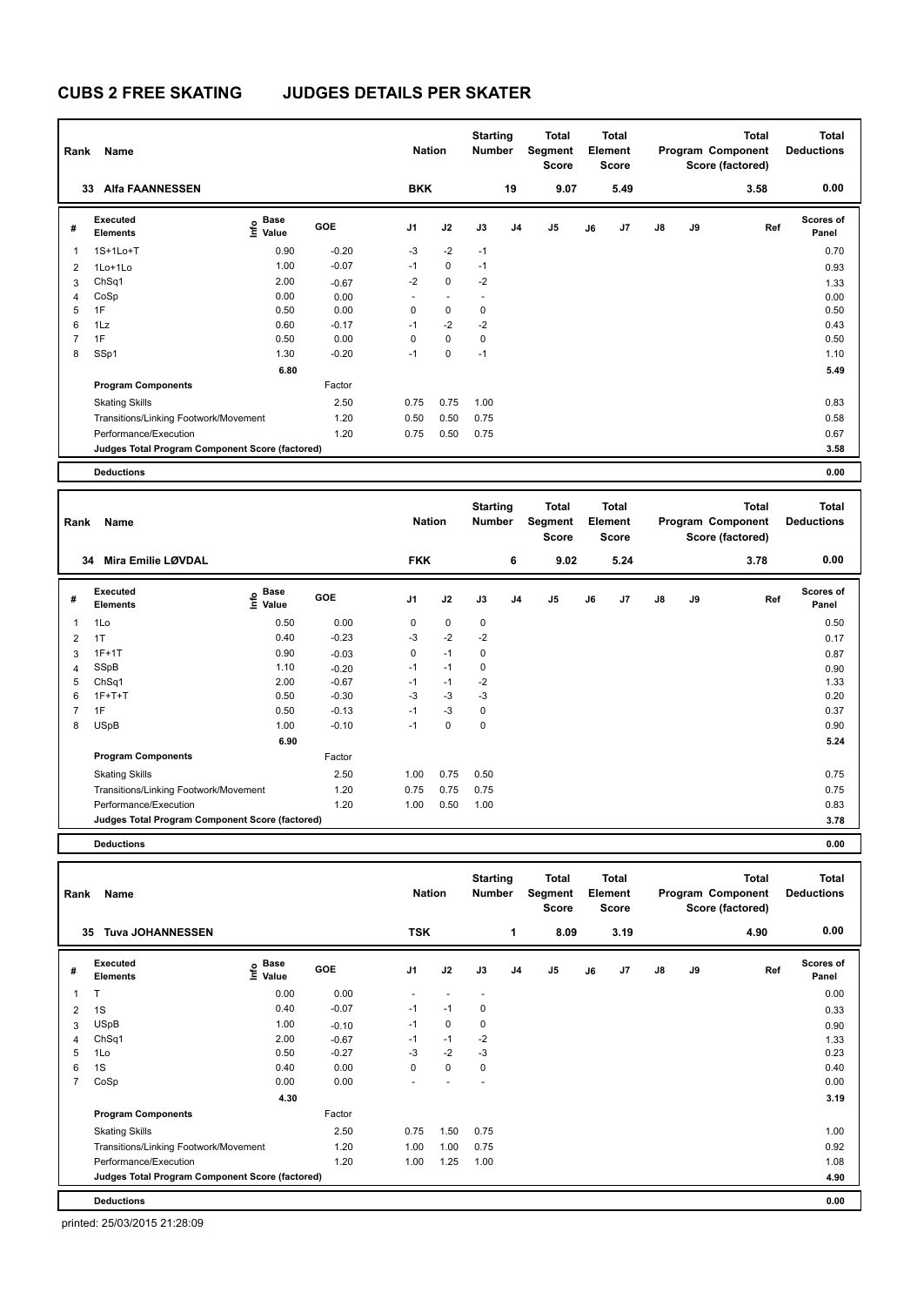# CUBS 2 FREE SKATING JUDGES DETAILS PER SKATER

| Rank | Name | Nation | Starting Number | Total Segment Score | Total Element Score | Total Program Component Score (factored) | Total Deductions |
|---|---|---|---|---|---|---|---|
| 33 | Alfa FAANNESSEN | BKK | 19 | 9.07 | 5.49 | 3.58 | 0.00 |

| # | Executed Elements | Info | Base Value | GOE | J1 | J2 | J3 | J4 | J5 | J6 | J7 | J8 | J9 | Ref | Scores of Panel |
|---|---|---|---|---|---|---|---|---|---|---|---|---|---|---|---|
| 1 | 1S+1Lo+T | | 0.90 | -0.20 | -3 | -2 | -1 | | | | | | | | 0.70 |
| 2 | 1Lo+1Lo | | 1.00 | -0.07 | -1 | 0 | -1 | | | | | | | | 0.93 |
| 3 | ChSq1 | | 2.00 | -0.67 | -2 | 0 | -2 | | | | | | | | 1.33 |
| 4 | CoSp | | 0.00 | 0.00 | - | - | - | | | | | | | | 0.00 |
| 5 | 1F | | 0.50 | 0.00 | 0 | 0 | 0 | | | | | | | | 0.50 |
| 6 | 1Lz | | 0.60 | -0.17 | -1 | -2 | -2 | | | | | | | | 0.43 |
| 7 | 1F | | 0.50 | 0.00 | 0 | 0 | 0 | | | | | | | | 0.50 |
| 8 | SSp1 | | 1.30 | -0.20 | -1 | 0 | -1 | | | | | | | | 1.10 |
| | | | 6.80 | | | | | | | | | | | | 5.49 |
| | **Program Components** | | | Factor | | | | | | | | | | | |
| | Skating Skills | | | 2.50 | 0.75 | 0.75 | 1.00 | | | | | | | | 0.83 |
| | Transitions/Linking Footwork/Movement | | | 1.20 | 0.50 | 0.50 | 0.75 | | | | | | | | 0.58 |
| | Performance/Execution | | | 1.20 | 0.75 | 0.50 | 0.75 | | | | | | | | 0.67 |
| | **Judges Total Program Component Score (factored)** | | | | | | | | | | | | | | 3.58 |
| | **Deductions** | | | | | | | | | | | | | | 0.00 |

| Rank | Name | Nation | Starting Number | Total Segment Score | Total Element Score | Total Program Component Score (factored) | Total Deductions |
|---|---|---|---|---|---|---|---|
| 34 | Mira Emilie LØVDAL | FKK | 6 | 9.02 | 5.24 | 3.78 | 0.00 |

| # | Executed Elements | Info | Base Value | GOE | J1 | J2 | J3 | J4 | J5 | J6 | J7 | J8 | J9 | Ref | Scores of Panel |
|---|---|---|---|---|---|---|---|---|---|---|---|---|---|---|---|
| 1 | 1Lo | | 0.50 | 0.00 | 0 | 0 | 0 | | | | | | | | 0.50 |
| 2 | 1T | | 0.40 | -0.23 | -3 | -2 | -2 | | | | | | | | 0.17 |
| 3 | 1F+1T | | 0.90 | -0.03 | 0 | -1 | 0 | | | | | | | | 0.87 |
| 4 | SSpB | | 1.10 | -0.20 | -1 | -1 | 0 | | | | | | | | 0.90 |
| 5 | ChSq1 | | 2.00 | -0.67 | -1 | -1 | -2 | | | | | | | | 1.33 |
| 6 | 1F+T+T | | 0.50 | -0.30 | -3 | -3 | -3 | | | | | | | | 0.20 |
| 7 | 1F | | 0.50 | -0.13 | -1 | -3 | 0 | | | | | | | | 0.37 |
| 8 | USpB | | 1.00 | -0.10 | -1 | 0 | 0 | | | | | | | | 0.90 |
| | | | 6.90 | | | | | | | | | | | | 5.24 |
| | **Program Components** | | | Factor | | | | | | | | | | | |
| | Skating Skills | | | 2.50 | 1.00 | 0.75 | 0.50 | | | | | | | | 0.75 |
| | Transitions/Linking Footwork/Movement | | | 1.20 | 0.75 | 0.75 | 0.75 | | | | | | | | 0.75 |
| | Performance/Execution | | | 1.20 | 1.00 | 0.50 | 1.00 | | | | | | | | 0.83 |
| | **Judges Total Program Component Score (factored)** | | | | | | | | | | | | | | 3.78 |
| | **Deductions** | | | | | | | | | | | | | | 0.00 |

| Rank | Name | Nation | Starting Number | Total Segment Score | Total Element Score | Total Program Component Score (factored) | Total Deductions |
|---|---|---|---|---|---|---|---|
| 35 | Tuva JOHANNESSEN | TSK | 1 | 8.09 | 3.19 | 4.90 | 0.00 |

| # | Executed Elements | Info | Base Value | GOE | J1 | J2 | J3 | J4 | J5 | J6 | J7 | J8 | J9 | Ref | Scores of Panel |
|---|---|---|---|---|---|---|---|---|---|---|---|---|---|---|---|
| 1 | T | | 0.00 | 0.00 | - | - | - | | | | | | | | 0.00 |
| 2 | 1S | | 0.40 | -0.07 | -1 | -1 | 0 | | | | | | | | 0.33 |
| 3 | USpB | | 1.00 | -0.10 | -1 | 0 | 0 | | | | | | | | 0.90 |
| 4 | ChSq1 | | 2.00 | -0.67 | -1 | -1 | -2 | | | | | | | | 1.33 |
| 5 | 1Lo | | 0.50 | -0.27 | -3 | -2 | -3 | | | | | | | | 0.23 |
| 6 | 1S | | 0.40 | 0.00 | 0 | 0 | 0 | | | | | | | | 0.40 |
| 7 | CoSp | | 0.00 | 0.00 | - | - | - | | | | | | | | 0.00 |
| | | | 4.30 | | | | | | | | | | | | 3.19 |
| | **Program Components** | | | Factor | | | | | | | | | | | |
| | Skating Skills | | | 2.50 | 0.75 | 1.50 | 0.75 | | | | | | | | 1.00 |
| | Transitions/Linking Footwork/Movement | | | 1.20 | 1.00 | 1.00 | 0.75 | | | | | | | | 0.92 |
| | Performance/Execution | | | 1.20 | 1.00 | 1.25 | 1.00 | | | | | | | | 1.08 |
| | **Judges Total Program Component Score (factored)** | | | | | | | | | | | | | | 4.90 |
| | **Deductions** | | | | | | | | | | | | | | 0.00 |

printed: 25/03/2015 21:28:09